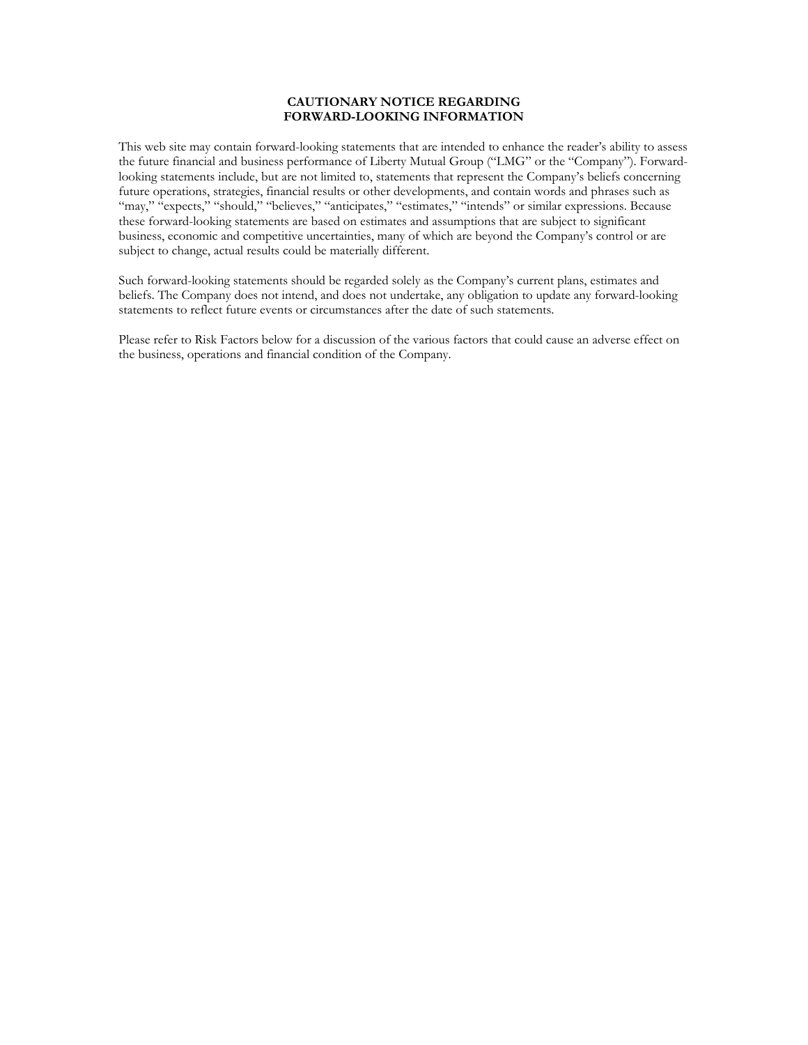# CAUTIONARY NOTICE REGARDING FORWARD-LOOKING INFORMATION

This web site may contain forward-looking statements that are intended to enhance the reader's ability to assess the future financial and business performance of Liberty Mutual Group ("LMG" or the "Company"). Forward-looking statements include, but are not limited to, statements that represent the Company's beliefs concerning future operations, strategies, financial results or other developments, and contain words and phrases such as "may," "expects," "should," "believes," "anticipates," "estimates," "intends" or similar expressions. Because these forward-looking statements are based on estimates and assumptions that are subject to significant business, economic and competitive uncertainties, many of which are beyond the Company's control or are subject to change, actual results could be materially different.

Such forward-looking statements should be regarded solely as the Company's current plans, estimates and beliefs. The Company does not intend, and does not undertake, any obligation to update any forward-looking statements to reflect future events or circumstances after the date of such statements.

Please refer to Risk Factors below for a discussion of the various factors that could cause an adverse effect on the business, operations and financial condition of the Company.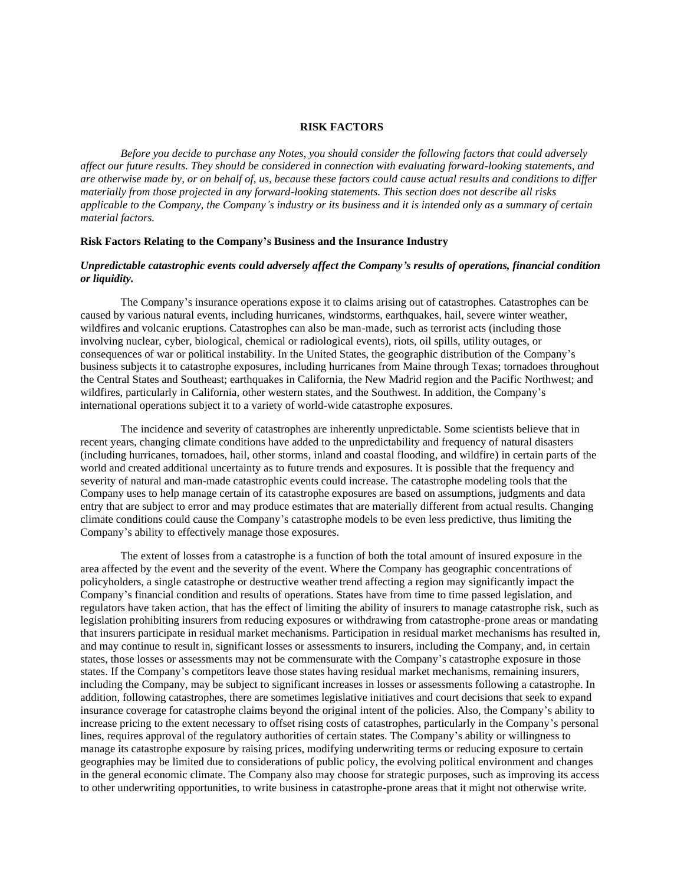# RISK FACTORS

*Before you decide to purchase any Notes, you should consider the following factors that could adversely affect our future results. They should be considered in connection with evaluating forward-looking statements, and are otherwise made by, or on behalf of, us, because these factors could cause actual results and conditions to differ materially from those projected in any forward-looking statements. This section does not describe all risks applicable to the Company, the Company's industry or its business and it is intended only as a summary of certain material factors.*

## Risk Factors Relating to the Company's Business and the Insurance Industry

### *Unpredictable catastrophic events could adversely affect the Company's results of operations, financial condition or liquidity.*

The Company's insurance operations expose it to claims arising out of catastrophes. Catastrophes can be caused by various natural events, including hurricanes, windstorms, earthquakes, hail, severe winter weather, wildfires and volcanic eruptions. Catastrophes can also be man-made, such as terrorist acts (including those involving nuclear, cyber, biological, chemical or radiological events), riots, oil spills, utility outages, or consequences of war or political instability. In the United States, the geographic distribution of the Company's business subjects it to catastrophe exposures, including hurricanes from Maine through Texas; tornadoes throughout the Central States and Southeast; earthquakes in California, the New Madrid region and the Pacific Northwest; and wildfires, particularly in California, other western states, and the Southwest. In addition, the Company's international operations subject it to a variety of world-wide catastrophe exposures.

The incidence and severity of catastrophes are inherently unpredictable. Some scientists believe that in recent years, changing climate conditions have added to the unpredictability and frequency of natural disasters (including hurricanes, tornadoes, hail, other storms, inland and coastal flooding, and wildfire) in certain parts of the world and created additional uncertainty as to future trends and exposures. It is possible that the frequency and severity of natural and man-made catastrophic events could increase. The catastrophe modeling tools that the Company uses to help manage certain of its catastrophe exposures are based on assumptions, judgments and data entry that are subject to error and may produce estimates that are materially different from actual results. Changing climate conditions could cause the Company's catastrophe models to be even less predictive, thus limiting the Company's ability to effectively manage those exposures.

The extent of losses from a catastrophe is a function of both the total amount of insured exposure in the area affected by the event and the severity of the event. Where the Company has geographic concentrations of policyholders, a single catastrophe or destructive weather trend affecting a region may significantly impact the Company's financial condition and results of operations. States have from time to time passed legislation, and regulators have taken action, that has the effect of limiting the ability of insurers to manage catastrophe risk, such as legislation prohibiting insurers from reducing exposures or withdrawing from catastrophe-prone areas or mandating that insurers participate in residual market mechanisms. Participation in residual market mechanisms has resulted in, and may continue to result in, significant losses or assessments to insurers, including the Company, and, in certain states, those losses or assessments may not be commensurate with the Company's catastrophe exposure in those states. If the Company's competitors leave those states having residual market mechanisms, remaining insurers, including the Company, may be subject to significant increases in losses or assessments following a catastrophe. In addition, following catastrophes, there are sometimes legislative initiatives and court decisions that seek to expand insurance coverage for catastrophe claims beyond the original intent of the policies. Also, the Company's ability to increase pricing to the extent necessary to offset rising costs of catastrophes, particularly in the Company's personal lines, requires approval of the regulatory authorities of certain states. The Company's ability or willingness to manage its catastrophe exposure by raising prices, modifying underwriting terms or reducing exposure to certain geographies may be limited due to considerations of public policy, the evolving political environment and changes in the general economic climate. The Company also may choose for strategic purposes, such as improving its access to other underwriting opportunities, to write business in catastrophe-prone areas that it might not otherwise write.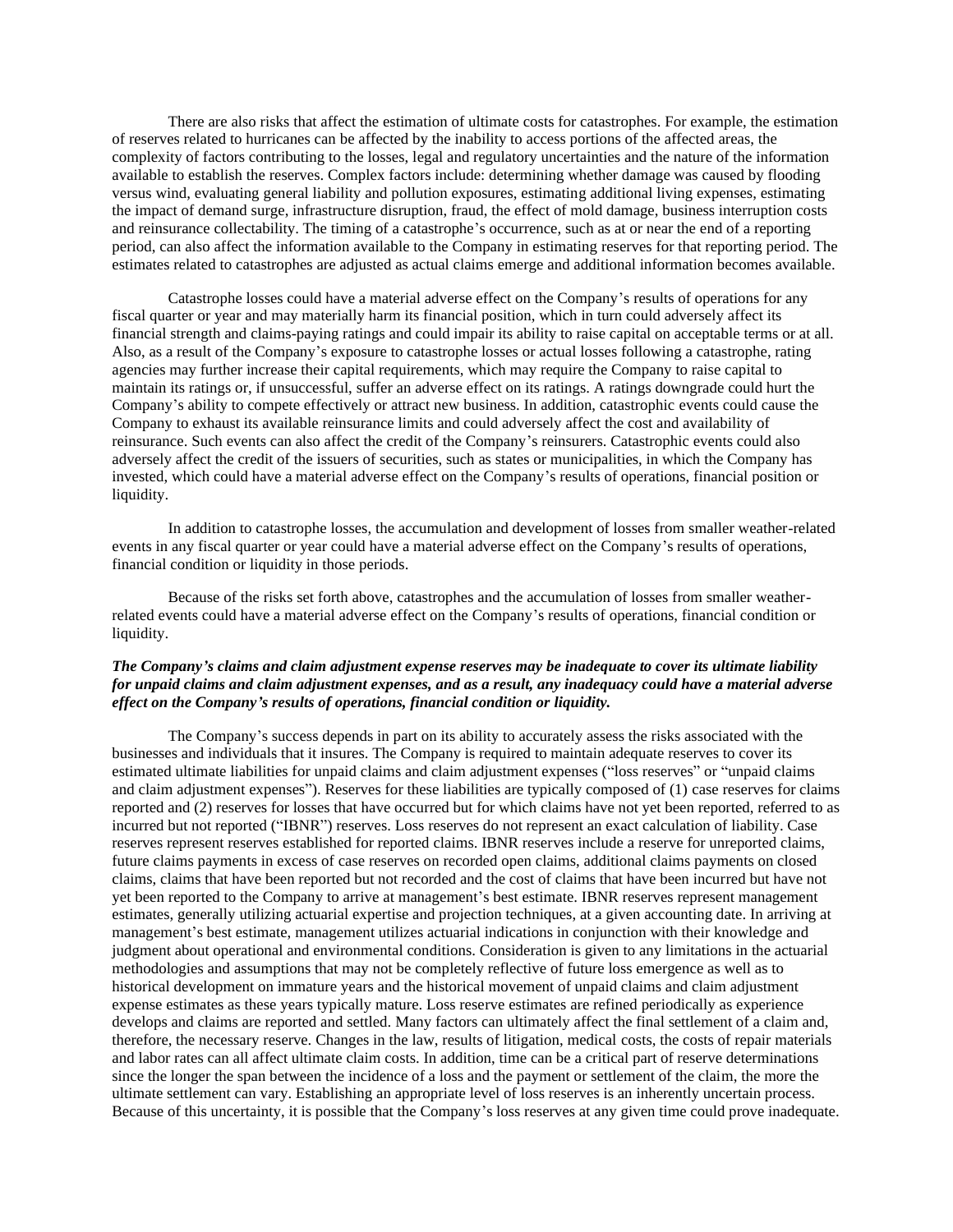There are also risks that affect the estimation of ultimate costs for catastrophes. For example, the estimation of reserves related to hurricanes can be affected by the inability to access portions of the affected areas, the complexity of factors contributing to the losses, legal and regulatory uncertainties and the nature of the information available to establish the reserves. Complex factors include: determining whether damage was caused by flooding versus wind, evaluating general liability and pollution exposures, estimating additional living expenses, estimating the impact of demand surge, infrastructure disruption, fraud, the effect of mold damage, business interruption costs and reinsurance collectability. The timing of a catastrophe's occurrence, such as at or near the end of a reporting period, can also affect the information available to the Company in estimating reserves for that reporting period. The estimates related to catastrophes are adjusted as actual claims emerge and additional information becomes available.

Catastrophe losses could have a material adverse effect on the Company's results of operations for any fiscal quarter or year and may materially harm its financial position, which in turn could adversely affect its financial strength and claims-paying ratings and could impair its ability to raise capital on acceptable terms or at all. Also, as a result of the Company's exposure to catastrophe losses or actual losses following a catastrophe, rating agencies may further increase their capital requirements, which may require the Company to raise capital to maintain its ratings or, if unsuccessful, suffer an adverse effect on its ratings. A ratings downgrade could hurt the Company's ability to compete effectively or attract new business. In addition, catastrophic events could cause the Company to exhaust its available reinsurance limits and could adversely affect the cost and availability of reinsurance. Such events can also affect the credit of the Company's reinsurers. Catastrophic events could also adversely affect the credit of the issuers of securities, such as states or municipalities, in which the Company has invested, which could have a material adverse effect on the Company's results of operations, financial position or liquidity.

In addition to catastrophe losses, the accumulation and development of losses from smaller weather-related events in any fiscal quarter or year could have a material adverse effect on the Company's results of operations, financial condition or liquidity in those periods.

Because of the risks set forth above, catastrophes and the accumulation of losses from smaller weather-related events could have a material adverse effect on the Company's results of operations, financial condition or liquidity.

***The Company's claims and claim adjustment expense reserves may be inadequate to cover its ultimate liability for unpaid claims and claim adjustment expenses, and as a result, any inadequacy could have a material adverse effect on the Company's results of operations, financial condition or liquidity.***

The Company's success depends in part on its ability to accurately assess the risks associated with the businesses and individuals that it insures. The Company is required to maintain adequate reserves to cover its estimated ultimate liabilities for unpaid claims and claim adjustment expenses ("loss reserves" or "unpaid claims and claim adjustment expenses"). Reserves for these liabilities are typically composed of (1) case reserves for claims reported and (2) reserves for losses that have occurred but for which claims have not yet been reported, referred to as incurred but not reported ("IBNR") reserves. Loss reserves do not represent an exact calculation of liability. Case reserves represent reserves established for reported claims. IBNR reserves include a reserve for unreported claims, future claims payments in excess of case reserves on recorded open claims, additional claims payments on closed claims, claims that have been reported but not recorded and the cost of claims that have been incurred but have not yet been reported to the Company to arrive at management's best estimate. IBNR reserves represent management estimates, generally utilizing actuarial expertise and projection techniques, at a given accounting date. In arriving at management's best estimate, management utilizes actuarial indications in conjunction with their knowledge and judgment about operational and environmental conditions. Consideration is given to any limitations in the actuarial methodologies and assumptions that may not be completely reflective of future loss emergence as well as to historical development on immature years and the historical movement of unpaid claims and claim adjustment expense estimates as these years typically mature. Loss reserve estimates are refined periodically as experience develops and claims are reported and settled. Many factors can ultimately affect the final settlement of a claim and, therefore, the necessary reserve. Changes in the law, results of litigation, medical costs, the costs of repair materials and labor rates can all affect ultimate claim costs. In addition, time can be a critical part of reserve determinations since the longer the span between the incidence of a loss and the payment or settlement of the claim, the more the ultimate settlement can vary. Establishing an appropriate level of loss reserves is an inherently uncertain process. Because of this uncertainty, it is possible that the Company's loss reserves at any given time could prove inadequate.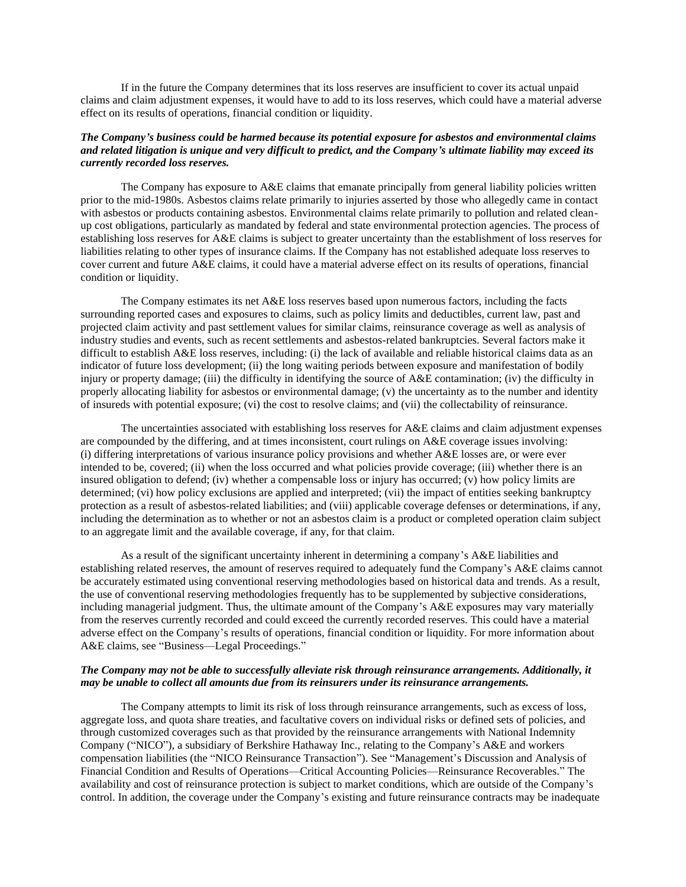If in the future the Company determines that its loss reserves are insufficient to cover its actual unpaid claims and claim adjustment expenses, it would have to add to its loss reserves, which could have a material adverse effect on its results of operations, financial condition or liquidity.

***The Company's business could be harmed because its potential exposure for asbestos and environmental claims and related litigation is unique and very difficult to predict, and the Company's ultimate liability may exceed its currently recorded loss reserves.***

The Company has exposure to A&E claims that emanate principally from general liability policies written prior to the mid-1980s. Asbestos claims relate primarily to injuries asserted by those who allegedly came in contact with asbestos or products containing asbestos. Environmental claims relate primarily to pollution and related clean-up cost obligations, particularly as mandated by federal and state environmental protection agencies. The process of establishing loss reserves for A&E claims is subject to greater uncertainty than the establishment of loss reserves for liabilities relating to other types of insurance claims. If the Company has not established adequate loss reserves to cover current and future A&E claims, it could have a material adverse effect on its results of operations, financial condition or liquidity.

The Company estimates its net A&E loss reserves based upon numerous factors, including the facts surrounding reported cases and exposures to claims, such as policy limits and deductibles, current law, past and projected claim activity and past settlement values for similar claims, reinsurance coverage as well as analysis of industry studies and events, such as recent settlements and asbestos-related bankruptcies. Several factors make it difficult to establish A&E loss reserves, including: (i) the lack of available and reliable historical claims data as an indicator of future loss development; (ii) the long waiting periods between exposure and manifestation of bodily injury or property damage; (iii) the difficulty in identifying the source of A&E contamination; (iv) the difficulty in properly allocating liability for asbestos or environmental damage; (v) the uncertainty as to the number and identity of insureds with potential exposure; (vi) the cost to resolve claims; and (vii) the collectability of reinsurance.

The uncertainties associated with establishing loss reserves for A&E claims and claim adjustment expenses are compounded by the differing, and at times inconsistent, court rulings on A&E coverage issues involving: (i) differing interpretations of various insurance policy provisions and whether A&E losses are, or were ever intended to be, covered; (ii) when the loss occurred and what policies provide coverage; (iii) whether there is an insured obligation to defend; (iv) whether a compensable loss or injury has occurred; (v) how policy limits are determined; (vi) how policy exclusions are applied and interpreted; (vii) the impact of entities seeking bankruptcy protection as a result of asbestos-related liabilities; and (viii) applicable coverage defenses or determinations, if any, including the determination as to whether or not an asbestos claim is a product or completed operation claim subject to an aggregate limit and the available coverage, if any, for that claim.

As a result of the significant uncertainty inherent in determining a company's A&E liabilities and establishing related reserves, the amount of reserves required to adequately fund the Company's A&E claims cannot be accurately estimated using conventional reserving methodologies based on historical data and trends. As a result, the use of conventional reserving methodologies frequently has to be supplemented by subjective considerations, including managerial judgment. Thus, the ultimate amount of the Company's A&E exposures may vary materially from the reserves currently recorded and could exceed the currently recorded reserves. This could have a material adverse effect on the Company's results of operations, financial condition or liquidity. For more information about A&E claims, see "Business—Legal Proceedings."

***The Company may not be able to successfully alleviate risk through reinsurance arrangements. Additionally, it may be unable to collect all amounts due from its reinsurers under its reinsurance arrangements.***

The Company attempts to limit its risk of loss through reinsurance arrangements, such as excess of loss, aggregate loss, and quota share treaties, and facultative covers on individual risks or defined sets of policies, and through customized coverages such as that provided by the reinsurance arrangements with National Indemnity Company ("NICO"), a subsidiary of Berkshire Hathaway Inc., relating to the Company's A&E and workers compensation liabilities (the "NICO Reinsurance Transaction"). See "Management's Discussion and Analysis of Financial Condition and Results of Operations—Critical Accounting Policies—Reinsurance Recoverables." The availability and cost of reinsurance protection is subject to market conditions, which are outside of the Company's control. In addition, the coverage under the Company's existing and future reinsurance contracts may be inadequate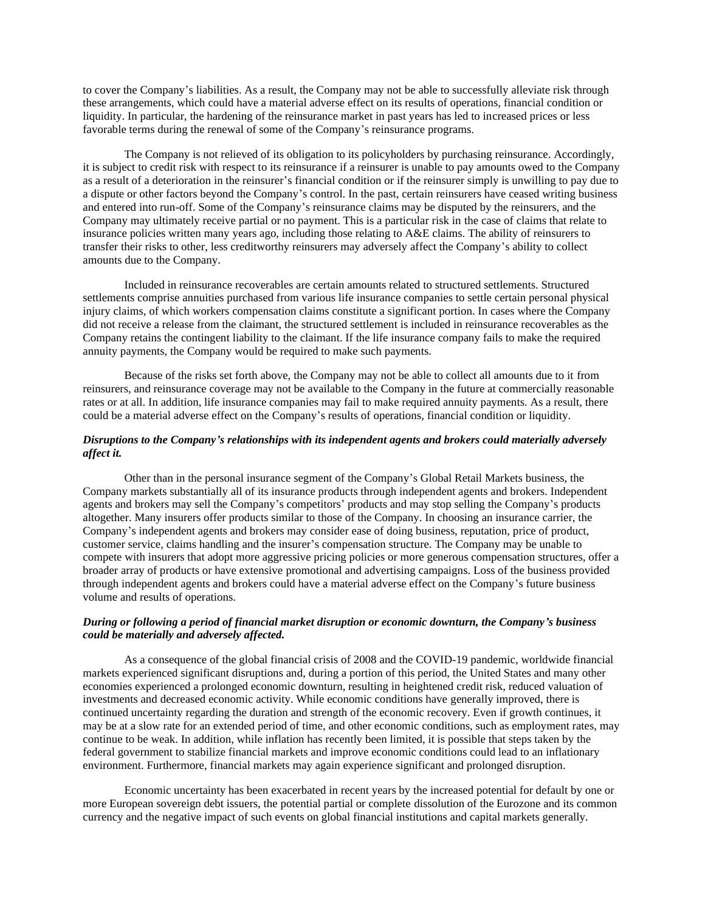to cover the Company's liabilities. As a result, the Company may not be able to successfully alleviate risk through these arrangements, which could have a material adverse effect on its results of operations, financial condition or liquidity. In particular, the hardening of the reinsurance market in past years has led to increased prices or less favorable terms during the renewal of some of the Company's reinsurance programs.

The Company is not relieved of its obligation to its policyholders by purchasing reinsurance. Accordingly, it is subject to credit risk with respect to its reinsurance if a reinsurer is unable to pay amounts owed to the Company as a result of a deterioration in the reinsurer's financial condition or if the reinsurer simply is unwilling to pay due to a dispute or other factors beyond the Company's control. In the past, certain reinsurers have ceased writing business and entered into run-off. Some of the Company's reinsurance claims may be disputed by the reinsurers, and the Company may ultimately receive partial or no payment. This is a particular risk in the case of claims that relate to insurance policies written many years ago, including those relating to A&E claims. The ability of reinsurers to transfer their risks to other, less creditworthy reinsurers may adversely affect the Company's ability to collect amounts due to the Company.

Included in reinsurance recoverables are certain amounts related to structured settlements. Structured settlements comprise annuities purchased from various life insurance companies to settle certain personal physical injury claims, of which workers compensation claims constitute a significant portion. In cases where the Company did not receive a release from the claimant, the structured settlement is included in reinsurance recoverables as the Company retains the contingent liability to the claimant. If the life insurance company fails to make the required annuity payments, the Company would be required to make such payments.

Because of the risks set forth above, the Company may not be able to collect all amounts due to it from reinsurers, and reinsurance coverage may not be available to the Company in the future at commercially reasonable rates or at all. In addition, life insurance companies may fail to make required annuity payments. As a result, there could be a material adverse effect on the Company's results of operations, financial condition or liquidity.

***Disruptions to the Company's relationships with its independent agents and brokers could materially adversely affect it.***

Other than in the personal insurance segment of the Company's Global Retail Markets business, the Company markets substantially all of its insurance products through independent agents and brokers. Independent agents and brokers may sell the Company's competitors' products and may stop selling the Company's products altogether. Many insurers offer products similar to those of the Company. In choosing an insurance carrier, the Company's independent agents and brokers may consider ease of doing business, reputation, price of product, customer service, claims handling and the insurer's compensation structure. The Company may be unable to compete with insurers that adopt more aggressive pricing policies or more generous compensation structures, offer a broader array of products or have extensive promotional and advertising campaigns. Loss of the business provided through independent agents and brokers could have a material adverse effect on the Company's future business volume and results of operations.

***During or following a period of financial market disruption or economic downturn, the Company's business could be materially and adversely affected.***

As a consequence of the global financial crisis of 2008 and the COVID-19 pandemic, worldwide financial markets experienced significant disruptions and, during a portion of this period, the United States and many other economies experienced a prolonged economic downturn, resulting in heightened credit risk, reduced valuation of investments and decreased economic activity. While economic conditions have generally improved, there is continued uncertainty regarding the duration and strength of the economic recovery. Even if growth continues, it may be at a slow rate for an extended period of time, and other economic conditions, such as employment rates, may continue to be weak. In addition, while inflation has recently been limited, it is possible that steps taken by the federal government to stabilize financial markets and improve economic conditions could lead to an inflationary environment. Furthermore, financial markets may again experience significant and prolonged disruption.

Economic uncertainty has been exacerbated in recent years by the increased potential for default by one or more European sovereign debt issuers, the potential partial or complete dissolution of the Eurozone and its common currency and the negative impact of such events on global financial institutions and capital markets generally.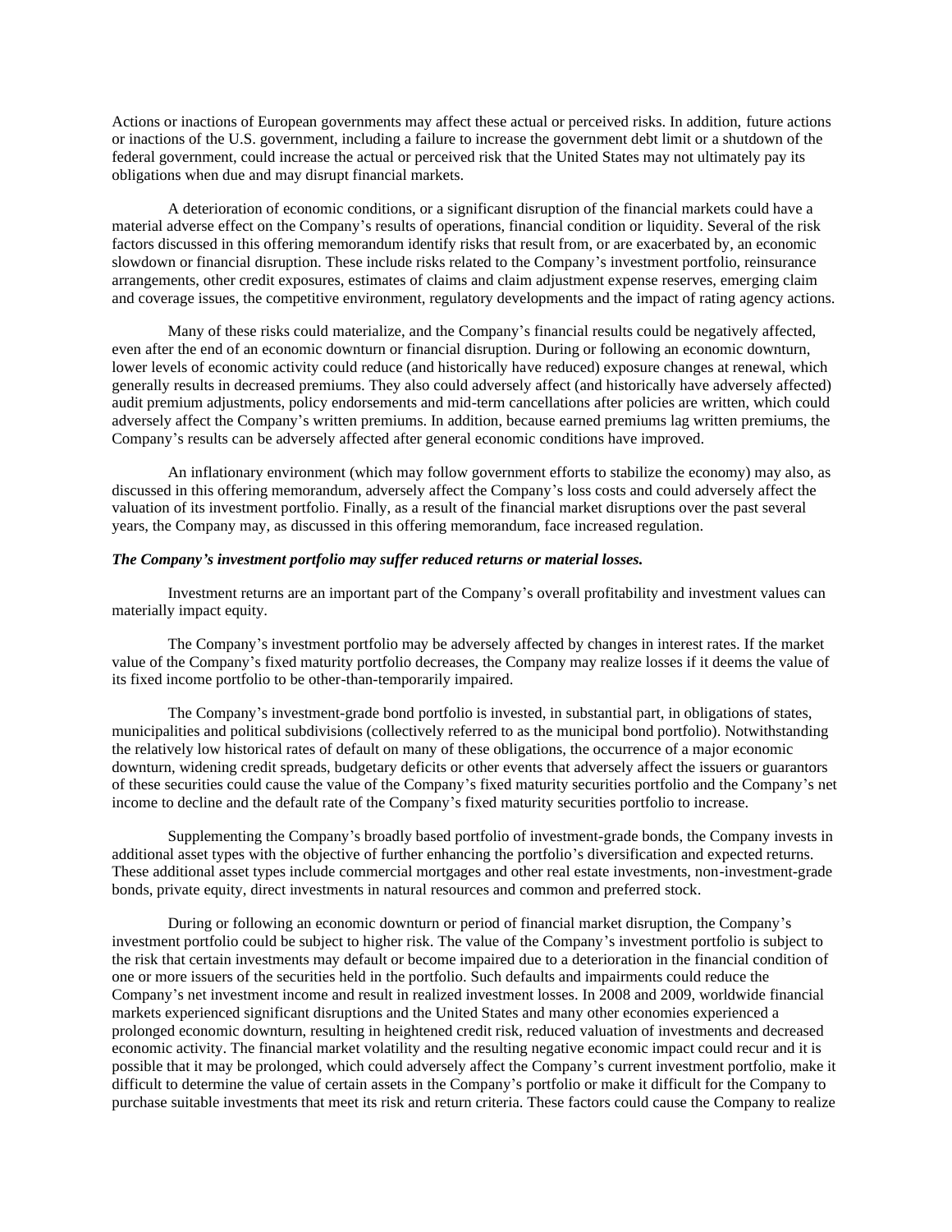Actions or inactions of European governments may affect these actual or perceived risks. In addition, future actions or inactions of the U.S. government, including a failure to increase the government debt limit or a shutdown of the federal government, could increase the actual or perceived risk that the United States may not ultimately pay its obligations when due and may disrupt financial markets.

A deterioration of economic conditions, or a significant disruption of the financial markets could have a material adverse effect on the Company's results of operations, financial condition or liquidity. Several of the risk factors discussed in this offering memorandum identify risks that result from, or are exacerbated by, an economic slowdown or financial disruption. These include risks related to the Company's investment portfolio, reinsurance arrangements, other credit exposures, estimates of claims and claim adjustment expense reserves, emerging claim and coverage issues, the competitive environment, regulatory developments and the impact of rating agency actions.

Many of these risks could materialize, and the Company's financial results could be negatively affected, even after the end of an economic downturn or financial disruption. During or following an economic downturn, lower levels of economic activity could reduce (and historically have reduced) exposure changes at renewal, which generally results in decreased premiums. They also could adversely affect (and historically have adversely affected) audit premium adjustments, policy endorsements and mid-term cancellations after policies are written, which could adversely affect the Company's written premiums. In addition, because earned premiums lag written premiums, the Company's results can be adversely affected after general economic conditions have improved.

An inflationary environment (which may follow government efforts to stabilize the economy) may also, as discussed in this offering memorandum, adversely affect the Company's loss costs and could adversely affect the valuation of its investment portfolio. Finally, as a result of the financial market disruptions over the past several years, the Company may, as discussed in this offering memorandum, face increased regulation.

***The Company's investment portfolio may suffer reduced returns or material losses.***

Investment returns are an important part of the Company's overall profitability and investment values can materially impact equity.

The Company's investment portfolio may be adversely affected by changes in interest rates. If the market value of the Company's fixed maturity portfolio decreases, the Company may realize losses if it deems the value of its fixed income portfolio to be other-than-temporarily impaired.

The Company's investment-grade bond portfolio is invested, in substantial part, in obligations of states, municipalities and political subdivisions (collectively referred to as the municipal bond portfolio). Notwithstanding the relatively low historical rates of default on many of these obligations, the occurrence of a major economic downturn, widening credit spreads, budgetary deficits or other events that adversely affect the issuers or guarantors of these securities could cause the value of the Company's fixed maturity securities portfolio and the Company's net income to decline and the default rate of the Company's fixed maturity securities portfolio to increase.

Supplementing the Company's broadly based portfolio of investment-grade bonds, the Company invests in additional asset types with the objective of further enhancing the portfolio's diversification and expected returns. These additional asset types include commercial mortgages and other real estate investments, non-investment-grade bonds, private equity, direct investments in natural resources and common and preferred stock.

During or following an economic downturn or period of financial market disruption, the Company's investment portfolio could be subject to higher risk. The value of the Company's investment portfolio is subject to the risk that certain investments may default or become impaired due to a deterioration in the financial condition of one or more issuers of the securities held in the portfolio. Such defaults and impairments could reduce the Company's net investment income and result in realized investment losses. In 2008 and 2009, worldwide financial markets experienced significant disruptions and the United States and many other economies experienced a prolonged economic downturn, resulting in heightened credit risk, reduced valuation of investments and decreased economic activity. The financial market volatility and the resulting negative economic impact could recur and it is possible that it may be prolonged, which could adversely affect the Company's current investment portfolio, make it difficult to determine the value of certain assets in the Company's portfolio or make it difficult for the Company to purchase suitable investments that meet its risk and return criteria. These factors could cause the Company to realize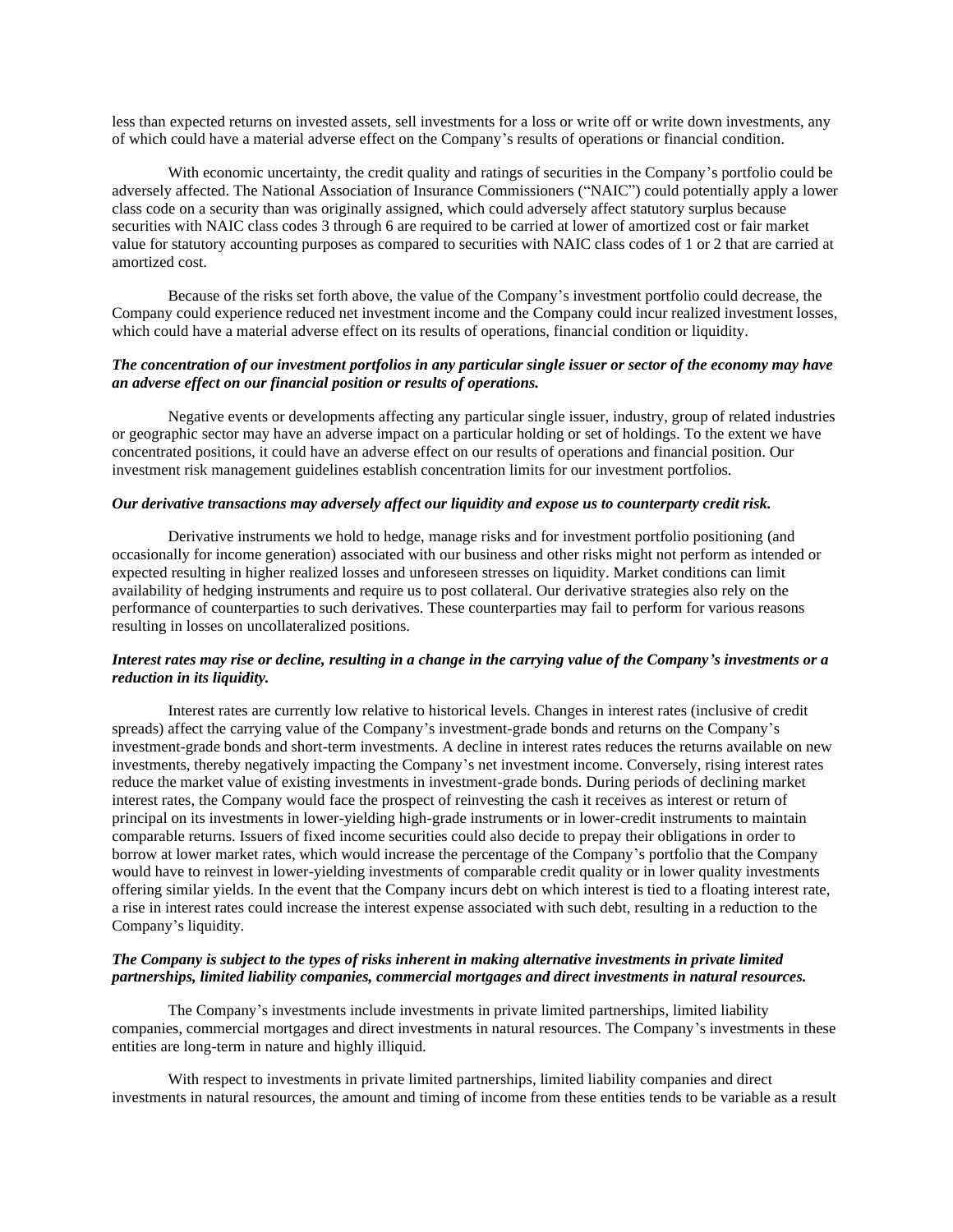less than expected returns on invested assets, sell investments for a loss or write off or write down investments, any of which could have a material adverse effect on the Company's results of operations or financial condition.

With economic uncertainty, the credit quality and ratings of securities in the Company's portfolio could be adversely affected. The National Association of Insurance Commissioners ("NAIC") could potentially apply a lower class code on a security than was originally assigned, which could adversely affect statutory surplus because securities with NAIC class codes 3 through 6 are required to be carried at lower of amortized cost or fair market value for statutory accounting purposes as compared to securities with NAIC class codes of 1 or 2 that are carried at amortized cost.

Because of the risks set forth above, the value of the Company's investment portfolio could decrease, the Company could experience reduced net investment income and the Company could incur realized investment losses, which could have a material adverse effect on its results of operations, financial condition or liquidity.

***The concentration of our investment portfolios in any particular single issuer or sector of the economy may have an adverse effect on our financial position or results of operations.***

Negative events or developments affecting any particular single issuer, industry, group of related industries or geographic sector may have an adverse impact on a particular holding or set of holdings. To the extent we have concentrated positions, it could have an adverse effect on our results of operations and financial position. Our investment risk management guidelines establish concentration limits for our investment portfolios.

***Our derivative transactions may adversely affect our liquidity and expose us to counterparty credit risk.***

Derivative instruments we hold to hedge, manage risks and for investment portfolio positioning (and occasionally for income generation) associated with our business and other risks might not perform as intended or expected resulting in higher realized losses and unforeseen stresses on liquidity. Market conditions can limit availability of hedging instruments and require us to post collateral. Our derivative strategies also rely on the performance of counterparties to such derivatives. These counterparties may fail to perform for various reasons resulting in losses on uncollateralized positions.

***Interest rates may rise or decline, resulting in a change in the carrying value of the Company's investments or a reduction in its liquidity.***

Interest rates are currently low relative to historical levels. Changes in interest rates (inclusive of credit spreads) affect the carrying value of the Company's investment-grade bonds and returns on the Company's investment-grade bonds and short-term investments. A decline in interest rates reduces the returns available on new investments, thereby negatively impacting the Company's net investment income. Conversely, rising interest rates reduce the market value of existing investments in investment-grade bonds. During periods of declining market interest rates, the Company would face the prospect of reinvesting the cash it receives as interest or return of principal on its investments in lower-yielding high-grade instruments or in lower-credit instruments to maintain comparable returns. Issuers of fixed income securities could also decide to prepay their obligations in order to borrow at lower market rates, which would increase the percentage of the Company's portfolio that the Company would have to reinvest in lower-yielding investments of comparable credit quality or in lower quality investments offering similar yields. In the event that the Company incurs debt on which interest is tied to a floating interest rate, a rise in interest rates could increase the interest expense associated with such debt, resulting in a reduction to the Company's liquidity.

***The Company is subject to the types of risks inherent in making alternative investments in private limited partnerships, limited liability companies, commercial mortgages and direct investments in natural resources.***

The Company's investments include investments in private limited partnerships, limited liability companies, commercial mortgages and direct investments in natural resources. The Company's investments in these entities are long-term in nature and highly illiquid.

With respect to investments in private limited partnerships, limited liability companies and direct investments in natural resources, the amount and timing of income from these entities tends to be variable as a result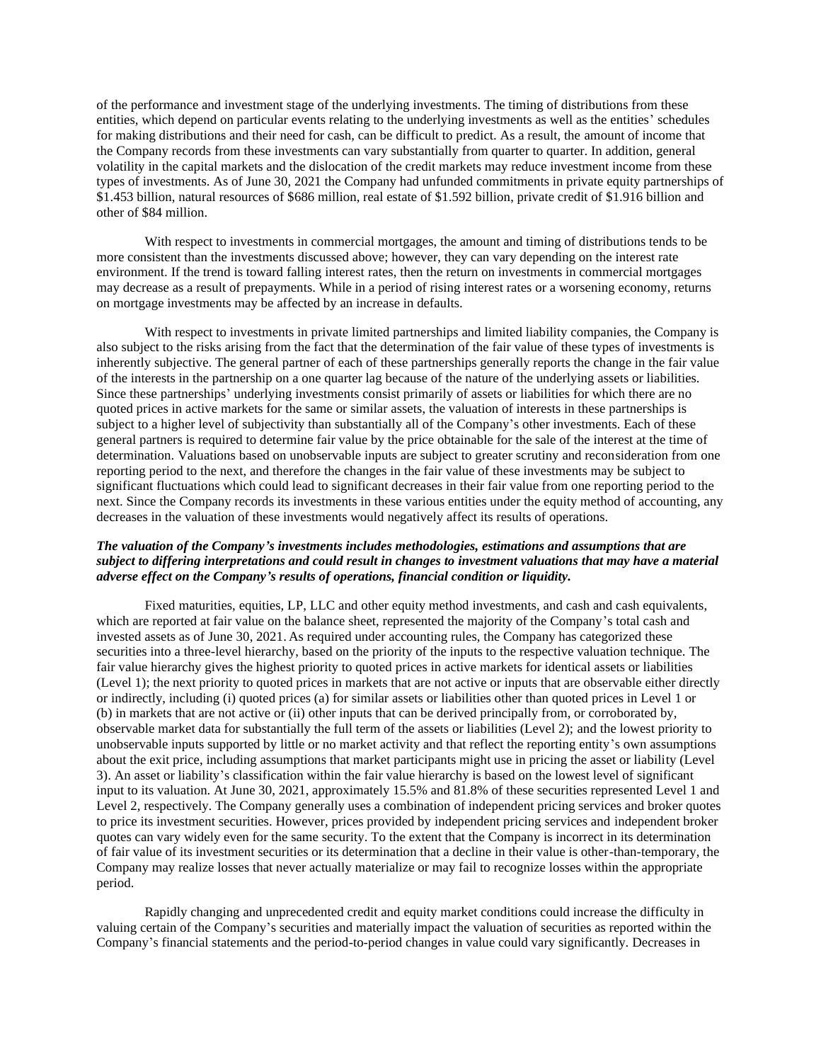of the performance and investment stage of the underlying investments. The timing of distributions from these entities, which depend on particular events relating to the underlying investments as well as the entities' schedules for making distributions and their need for cash, can be difficult to predict. As a result, the amount of income that the Company records from these investments can vary substantially from quarter to quarter. In addition, general volatility in the capital markets and the dislocation of the credit markets may reduce investment income from these types of investments. As of June 30, 2021 the Company had unfunded commitments in private equity partnerships of $1.453 billion, natural resources of $686 million, real estate of $1.592 billion, private credit of $1.916 billion and other of $84 million.

With respect to investments in commercial mortgages, the amount and timing of distributions tends to be more consistent than the investments discussed above; however, they can vary depending on the interest rate environment. If the trend is toward falling interest rates, then the return on investments in commercial mortgages may decrease as a result of prepayments. While in a period of rising interest rates or a worsening economy, returns on mortgage investments may be affected by an increase in defaults.

With respect to investments in private limited partnerships and limited liability companies, the Company is also subject to the risks arising from the fact that the determination of the fair value of these types of investments is inherently subjective. The general partner of each of these partnerships generally reports the change in the fair value of the interests in the partnership on a one quarter lag because of the nature of the underlying assets or liabilities. Since these partnerships' underlying investments consist primarily of assets or liabilities for which there are no quoted prices in active markets for the same or similar assets, the valuation of interests in these partnerships is subject to a higher level of subjectivity than substantially all of the Company's other investments. Each of these general partners is required to determine fair value by the price obtainable for the sale of the interest at the time of determination. Valuations based on unobservable inputs are subject to greater scrutiny and reconsideration from one reporting period to the next, and therefore the changes in the fair value of these investments may be subject to significant fluctuations which could lead to significant decreases in their fair value from one reporting period to the next. Since the Company records its investments in these various entities under the equity method of accounting, any decreases in the valuation of these investments would negatively affect its results of operations.

***The valuation of the Company's investments includes methodologies, estimations and assumptions that are subject to differing interpretations and could result in changes to investment valuations that may have a material adverse effect on the Company's results of operations, financial condition or liquidity.***

Fixed maturities, equities, LP, LLC and other equity method investments, and cash and cash equivalents, which are reported at fair value on the balance sheet, represented the majority of the Company's total cash and invested assets as of June 30, 2021. As required under accounting rules, the Company has categorized these securities into a three-level hierarchy, based on the priority of the inputs to the respective valuation technique. The fair value hierarchy gives the highest priority to quoted prices in active markets for identical assets or liabilities (Level 1); the next priority to quoted prices in markets that are not active or inputs that are observable either directly or indirectly, including (i) quoted prices (a) for similar assets or liabilities other than quoted prices in Level 1 or (b) in markets that are not active or (ii) other inputs that can be derived principally from, or corroborated by, observable market data for substantially the full term of the assets or liabilities (Level 2); and the lowest priority to unobservable inputs supported by little or no market activity and that reflect the reporting entity's own assumptions about the exit price, including assumptions that market participants might use in pricing the asset or liability (Level 3). An asset or liability's classification within the fair value hierarchy is based on the lowest level of significant input to its valuation. At June 30, 2021, approximately 15.5% and 81.8% of these securities represented Level 1 and Level 2, respectively. The Company generally uses a combination of independent pricing services and broker quotes to price its investment securities. However, prices provided by independent pricing services and independent broker quotes can vary widely even for the same security. To the extent that the Company is incorrect in its determination of fair value of its investment securities or its determination that a decline in their value is other-than-temporary, the Company may realize losses that never actually materialize or may fail to recognize losses within the appropriate period.

Rapidly changing and unprecedented credit and equity market conditions could increase the difficulty in valuing certain of the Company's securities and materially impact the valuation of securities as reported within the Company's financial statements and the period-to-period changes in value could vary significantly. Decreases in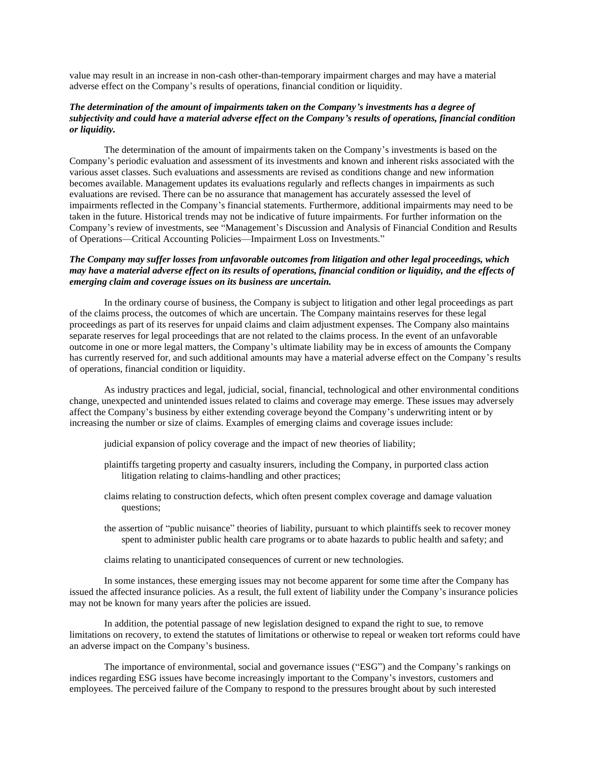value may result in an increase in non-cash other-than-temporary impairment charges and may have a material adverse effect on the Company's results of operations, financial condition or liquidity.

***The determination of the amount of impairments taken on the Company's investments has a degree of subjectivity and could have a material adverse effect on the Company's results of operations, financial condition or liquidity.***

The determination of the amount of impairments taken on the Company's investments is based on the Company's periodic evaluation and assessment of its investments and known and inherent risks associated with the various asset classes. Such evaluations and assessments are revised as conditions change and new information becomes available. Management updates its evaluations regularly and reflects changes in impairments as such evaluations are revised. There can be no assurance that management has accurately assessed the level of impairments reflected in the Company's financial statements. Furthermore, additional impairments may need to be taken in the future. Historical trends may not be indicative of future impairments. For further information on the Company's review of investments, see "Management's Discussion and Analysis of Financial Condition and Results of Operations—Critical Accounting Policies—Impairment Loss on Investments."

***The Company may suffer losses from unfavorable outcomes from litigation and other legal proceedings, which may have a material adverse effect on its results of operations, financial condition or liquidity, and the effects of emerging claim and coverage issues on its business are uncertain.***

In the ordinary course of business, the Company is subject to litigation and other legal proceedings as part of the claims process, the outcomes of which are uncertain. The Company maintains reserves for these legal proceedings as part of its reserves for unpaid claims and claim adjustment expenses. The Company also maintains separate reserves for legal proceedings that are not related to the claims process. In the event of an unfavorable outcome in one or more legal matters, the Company's ultimate liability may be in excess of amounts the Company has currently reserved for, and such additional amounts may have a material adverse effect on the Company's results of operations, financial condition or liquidity.

As industry practices and legal, judicial, social, financial, technological and other environmental conditions change, unexpected and unintended issues related to claims and coverage may emerge. These issues may adversely affect the Company's business by either extending coverage beyond the Company's underwriting intent or by increasing the number or size of claims. Examples of emerging claims and coverage issues include:

- judicial expansion of policy coverage and the impact of new theories of liability;
- plaintiffs targeting property and casualty insurers, including the Company, in purported class action litigation relating to claims-handling and other practices;
- claims relating to construction defects, which often present complex coverage and damage valuation questions;
- the assertion of "public nuisance" theories of liability, pursuant to which plaintiffs seek to recover money spent to administer public health care programs or to abate hazards to public health and safety; and
- claims relating to unanticipated consequences of current or new technologies.

In some instances, these emerging issues may not become apparent for some time after the Company has issued the affected insurance policies. As a result, the full extent of liability under the Company's insurance policies may not be known for many years after the policies are issued.

In addition, the potential passage of new legislation designed to expand the right to sue, to remove limitations on recovery, to extend the statutes of limitations or otherwise to repeal or weaken tort reforms could have an adverse impact on the Company's business.

The importance of environmental, social and governance issues ("ESG") and the Company's rankings on indices regarding ESG issues have become increasingly important to the Company's investors, customers and employees. The perceived failure of the Company to respond to the pressures brought about by such interested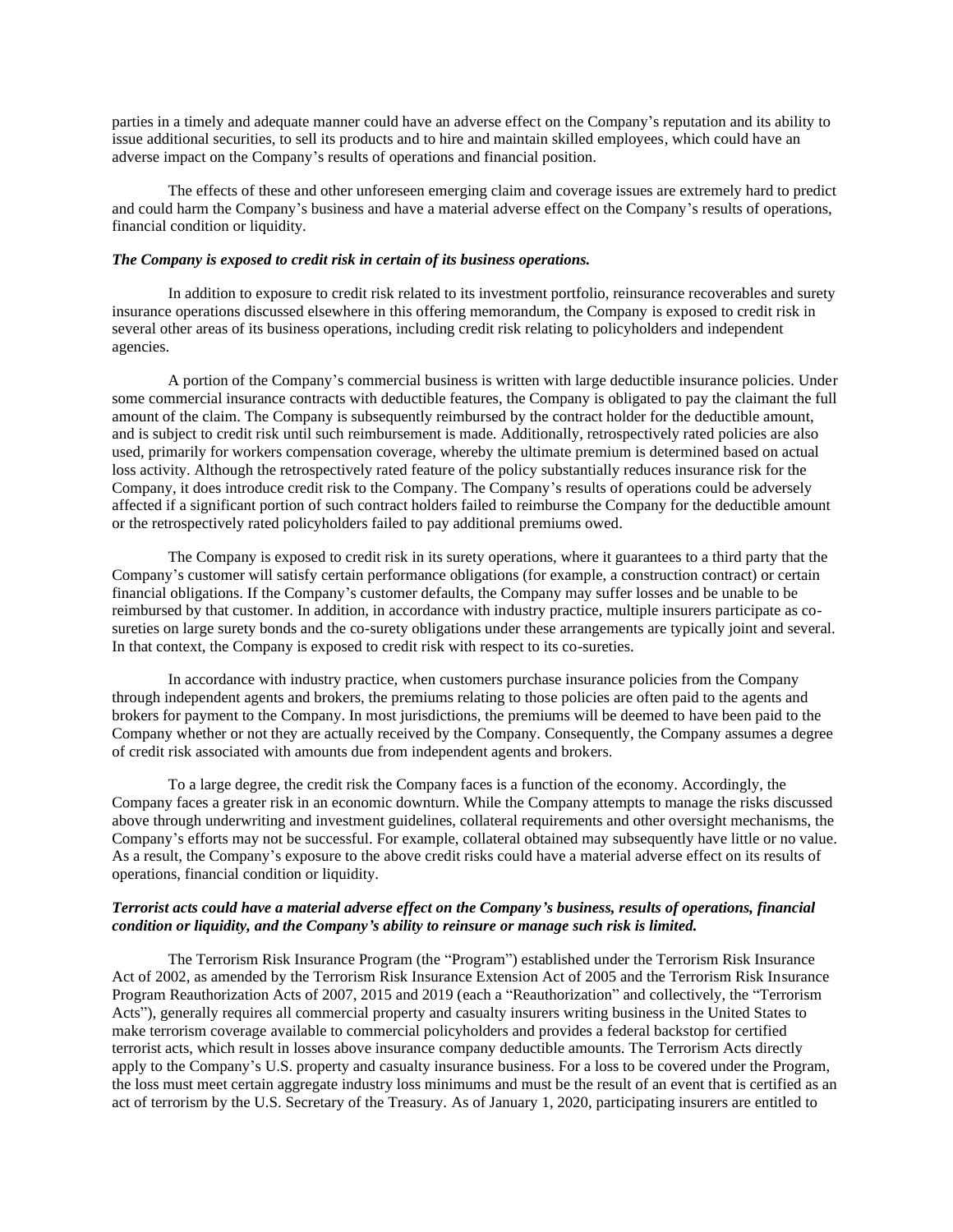parties in a timely and adequate manner could have an adverse effect on the Company's reputation and its ability to issue additional securities, to sell its products and to hire and maintain skilled employees, which could have an adverse impact on the Company's results of operations and financial position.

The effects of these and other unforeseen emerging claim and coverage issues are extremely hard to predict and could harm the Company's business and have a material adverse effect on the Company's results of operations, financial condition or liquidity.

***The Company is exposed to credit risk in certain of its business operations.***

In addition to exposure to credit risk related to its investment portfolio, reinsurance recoverables and surety insurance operations discussed elsewhere in this offering memorandum, the Company is exposed to credit risk in several other areas of its business operations, including credit risk relating to policyholders and independent agencies.

A portion of the Company's commercial business is written with large deductible insurance policies. Under some commercial insurance contracts with deductible features, the Company is obligated to pay the claimant the full amount of the claim. The Company is subsequently reimbursed by the contract holder for the deductible amount, and is subject to credit risk until such reimbursement is made. Additionally, retrospectively rated policies are also used, primarily for workers compensation coverage, whereby the ultimate premium is determined based on actual loss activity. Although the retrospectively rated feature of the policy substantially reduces insurance risk for the Company, it does introduce credit risk to the Company. The Company's results of operations could be adversely affected if a significant portion of such contract holders failed to reimburse the Company for the deductible amount or the retrospectively rated policyholders failed to pay additional premiums owed.

The Company is exposed to credit risk in its surety operations, where it guarantees to a third party that the Company's customer will satisfy certain performance obligations (for example, a construction contract) or certain financial obligations. If the Company's customer defaults, the Company may suffer losses and be unable to be reimbursed by that customer. In addition, in accordance with industry practice, multiple insurers participate as co-sureties on large surety bonds and the co-surety obligations under these arrangements are typically joint and several. In that context, the Company is exposed to credit risk with respect to its co-sureties.

In accordance with industry practice, when customers purchase insurance policies from the Company through independent agents and brokers, the premiums relating to those policies are often paid to the agents and brokers for payment to the Company. In most jurisdictions, the premiums will be deemed to have been paid to the Company whether or not they are actually received by the Company. Consequently, the Company assumes a degree of credit risk associated with amounts due from independent agents and brokers.

To a large degree, the credit risk the Company faces is a function of the economy. Accordingly, the Company faces a greater risk in an economic downturn. While the Company attempts to manage the risks discussed above through underwriting and investment guidelines, collateral requirements and other oversight mechanisms, the Company's efforts may not be successful. For example, collateral obtained may subsequently have little or no value. As a result, the Company's exposure to the above credit risks could have a material adverse effect on its results of operations, financial condition or liquidity.

***Terrorist acts could have a material adverse effect on the Company's business, results of operations, financial condition or liquidity, and the Company's ability to reinsure or manage such risk is limited.***

The Terrorism Risk Insurance Program (the "Program") established under the Terrorism Risk Insurance Act of 2002, as amended by the Terrorism Risk Insurance Extension Act of 2005 and the Terrorism Risk Insurance Program Reauthorization Acts of 2007, 2015 and 2019 (each a "Reauthorization" and collectively, the "Terrorism Acts"), generally requires all commercial property and casualty insurers writing business in the United States to make terrorism coverage available to commercial policyholders and provides a federal backstop for certified terrorist acts, which result in losses above insurance company deductible amounts. The Terrorism Acts directly apply to the Company's U.S. property and casualty insurance business. For a loss to be covered under the Program, the loss must meet certain aggregate industry loss minimums and must be the result of an event that is certified as an act of terrorism by the U.S. Secretary of the Treasury. As of January 1, 2020, participating insurers are entitled to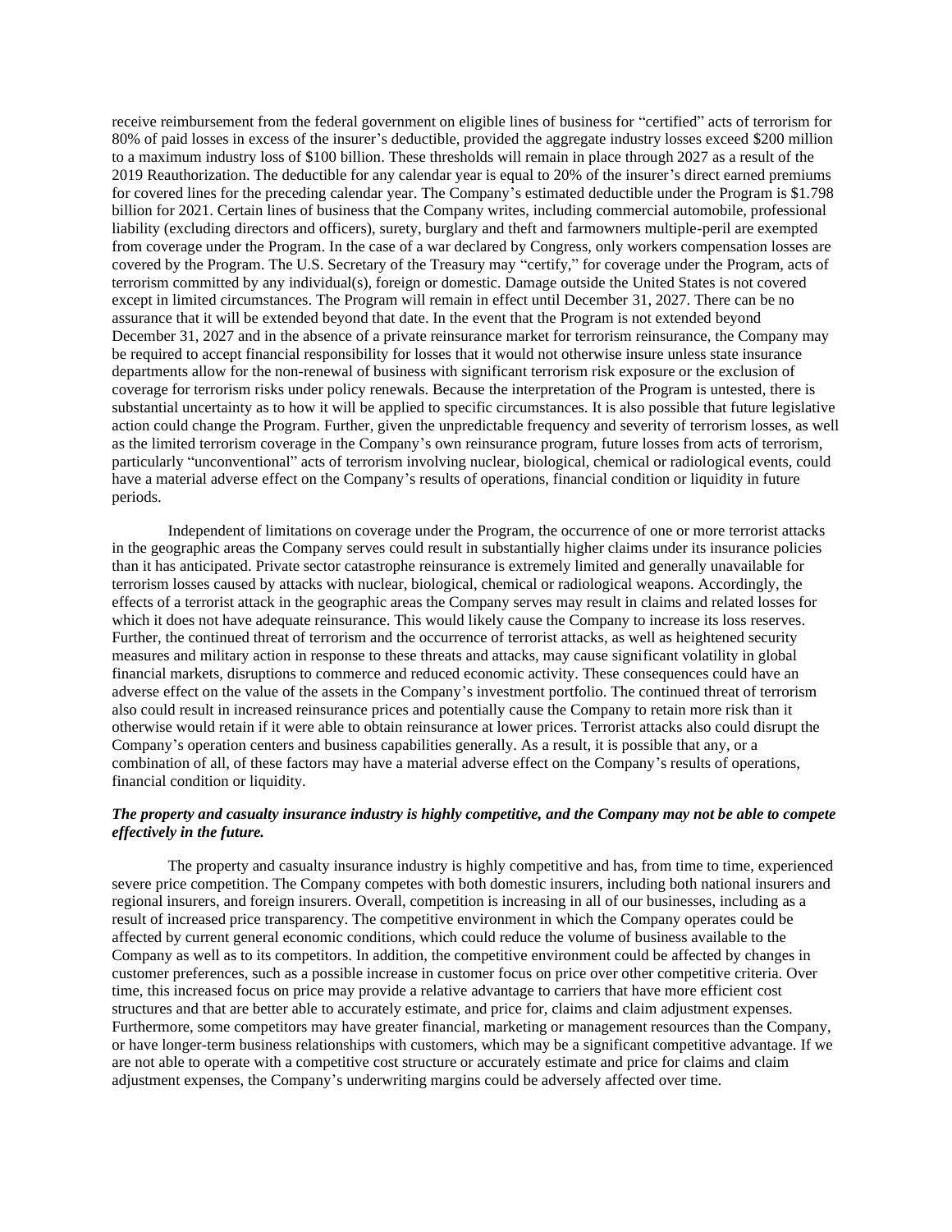receive reimbursement from the federal government on eligible lines of business for "certified" acts of terrorism for 80% of paid losses in excess of the insurer's deductible, provided the aggregate industry losses exceed $200 million to a maximum industry loss of $100 billion. These thresholds will remain in place through 2027 as a result of the 2019 Reauthorization. The deductible for any calendar year is equal to 20% of the insurer's direct earned premiums for covered lines for the preceding calendar year. The Company's estimated deductible under the Program is $1.798 billion for 2021. Certain lines of business that the Company writes, including commercial automobile, professional liability (excluding directors and officers), surety, burglary and theft and farmowners multiple-peril are exempted from coverage under the Program. In the case of a war declared by Congress, only workers compensation losses are covered by the Program. The U.S. Secretary of the Treasury may "certify," for coverage under the Program, acts of terrorism committed by any individual(s), foreign or domestic. Damage outside the United States is not covered except in limited circumstances. The Program will remain in effect until December 31, 2027. There can be no assurance that it will be extended beyond that date. In the event that the Program is not extended beyond December 31, 2027 and in the absence of a private reinsurance market for terrorism reinsurance, the Company may be required to accept financial responsibility for losses that it would not otherwise insure unless state insurance departments allow for the non-renewal of business with significant terrorism risk exposure or the exclusion of coverage for terrorism risks under policy renewals. Because the interpretation of the Program is untested, there is substantial uncertainty as to how it will be applied to specific circumstances. It is also possible that future legislative action could change the Program. Further, given the unpredictable frequency and severity of terrorism losses, as well as the limited terrorism coverage in the Company's own reinsurance program, future losses from acts of terrorism, particularly "unconventional" acts of terrorism involving nuclear, biological, chemical or radiological events, could have a material adverse effect on the Company's results of operations, financial condition or liquidity in future periods.

Independent of limitations on coverage under the Program, the occurrence of one or more terrorist attacks in the geographic areas the Company serves could result in substantially higher claims under its insurance policies than it has anticipated. Private sector catastrophe reinsurance is extremely limited and generally unavailable for terrorism losses caused by attacks with nuclear, biological, chemical or radiological weapons. Accordingly, the effects of a terrorist attack in the geographic areas the Company serves may result in claims and related losses for which it does not have adequate reinsurance. This would likely cause the Company to increase its loss reserves. Further, the continued threat of terrorism and the occurrence of terrorist attacks, as well as heightened security measures and military action in response to these threats and attacks, may cause significant volatility in global financial markets, disruptions to commerce and reduced economic activity. These consequences could have an adverse effect on the value of the assets in the Company's investment portfolio. The continued threat of terrorism also could result in increased reinsurance prices and potentially cause the Company to retain more risk than it otherwise would retain if it were able to obtain reinsurance at lower prices. Terrorist attacks also could disrupt the Company's operation centers and business capabilities generally. As a result, it is possible that any, or a combination of all, of these factors may have a material adverse effect on the Company's results of operations, financial condition or liquidity.

***The property and casualty insurance industry is highly competitive, and the Company may not be able to compete effectively in the future.***

The property and casualty insurance industry is highly competitive and has, from time to time, experienced severe price competition. The Company competes with both domestic insurers, including both national insurers and regional insurers, and foreign insurers. Overall, competition is increasing in all of our businesses, including as a result of increased price transparency. The competitive environment in which the Company operates could be affected by current general economic conditions, which could reduce the volume of business available to the Company as well as to its competitors. In addition, the competitive environment could be affected by changes in customer preferences, such as a possible increase in customer focus on price over other competitive criteria. Over time, this increased focus on price may provide a relative advantage to carriers that have more efficient cost structures and that are better able to accurately estimate, and price for, claims and claim adjustment expenses. Furthermore, some competitors may have greater financial, marketing or management resources than the Company, or have longer-term business relationships with customers, which may be a significant competitive advantage. If we are not able to operate with a competitive cost structure or accurately estimate and price for claims and claim adjustment expenses, the Company's underwriting margins could be adversely affected over time.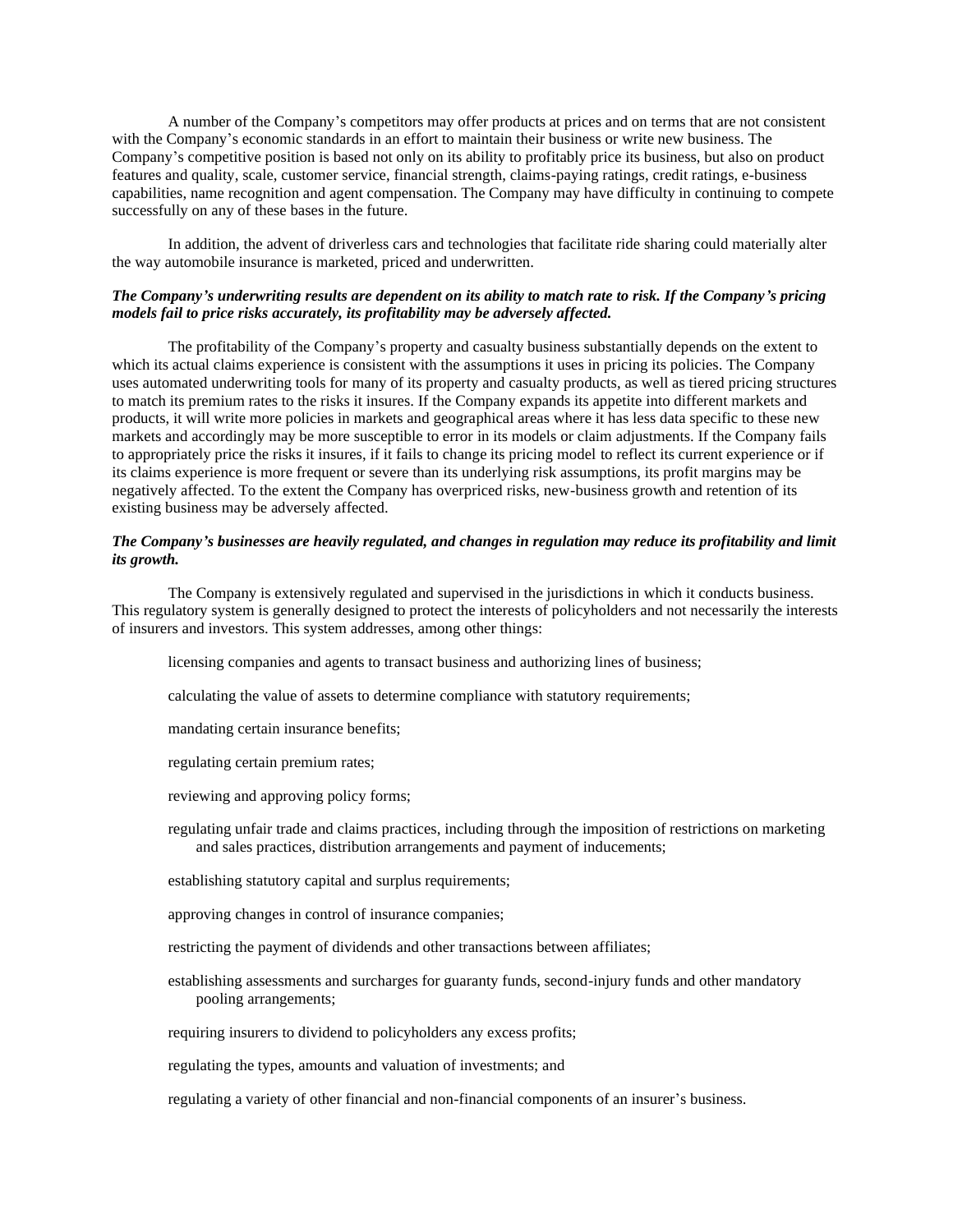A number of the Company's competitors may offer products at prices and on terms that are not consistent with the Company's economic standards in an effort to maintain their business or write new business. The Company's competitive position is based not only on its ability to profitably price its business, but also on product features and quality, scale, customer service, financial strength, claims-paying ratings, credit ratings, e-business capabilities, name recognition and agent compensation. The Company may have difficulty in continuing to compete successfully on any of these bases in the future.

In addition, the advent of driverless cars and technologies that facilitate ride sharing could materially alter the way automobile insurance is marketed, priced and underwritten.

***The Company's underwriting results are dependent on its ability to match rate to risk. If the Company's pricing models fail to price risks accurately, its profitability may be adversely affected.***

The profitability of the Company's property and casualty business substantially depends on the extent to which its actual claims experience is consistent with the assumptions it uses in pricing its policies. The Company uses automated underwriting tools for many of its property and casualty products, as well as tiered pricing structures to match its premium rates to the risks it insures. If the Company expands its appetite into different markets and products, it will write more policies in markets and geographical areas where it has less data specific to these new markets and accordingly may be more susceptible to error in its models or claim adjustments. If the Company fails to appropriately price the risks it insures, if it fails to change its pricing model to reflect its current experience or if its claims experience is more frequent or severe than its underlying risk assumptions, its profit margins may be negatively affected. To the extent the Company has overpriced risks, new-business growth and retention of its existing business may be adversely affected.

***The Company's businesses are heavily regulated, and changes in regulation may reduce its profitability and limit its growth.***

The Company is extensively regulated and supervised in the jurisdictions in which it conducts business. This regulatory system is generally designed to protect the interests of policyholders and not necessarily the interests of insurers and investors. This system addresses, among other things:

- licensing companies and agents to transact business and authorizing lines of business;
- calculating the value of assets to determine compliance with statutory requirements;
- mandating certain insurance benefits;
- regulating certain premium rates;
- reviewing and approving policy forms;
- regulating unfair trade and claims practices, including through the imposition of restrictions on marketing and sales practices, distribution arrangements and payment of inducements;
- establishing statutory capital and surplus requirements;
- approving changes in control of insurance companies;
- restricting the payment of dividends and other transactions between affiliates;
- establishing assessments and surcharges for guaranty funds, second-injury funds and other mandatory pooling arrangements;
- requiring insurers to dividend to policyholders any excess profits;
- regulating the types, amounts and valuation of investments; and
- regulating a variety of other financial and non-financial components of an insurer's business.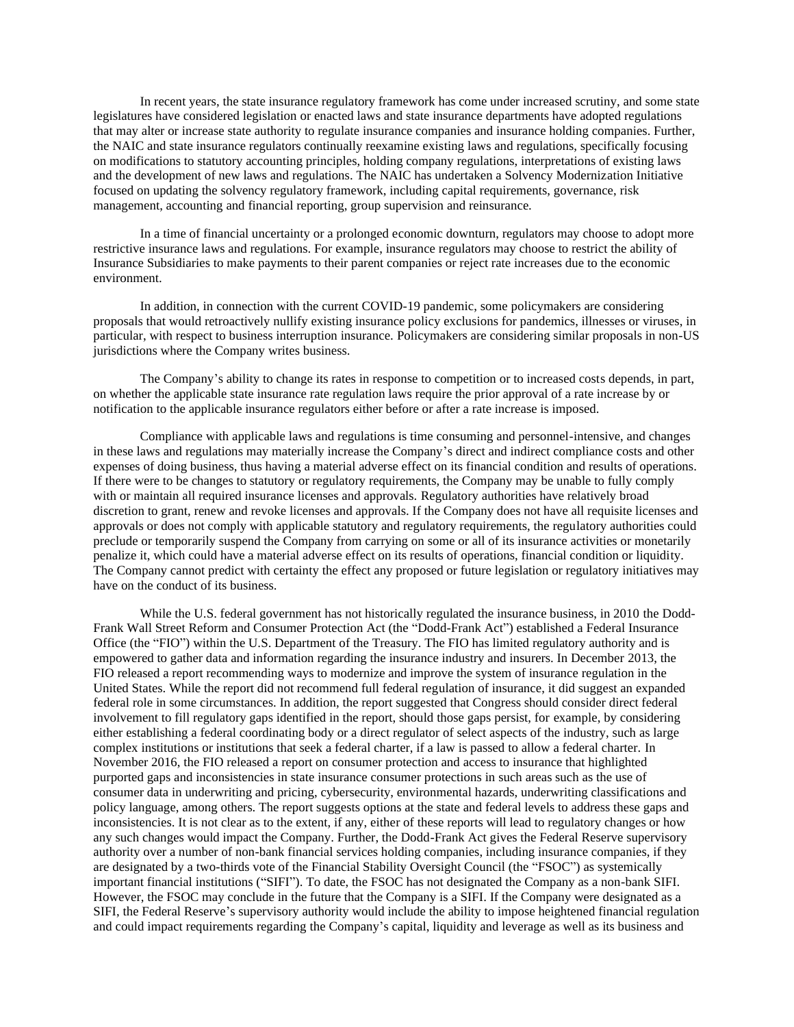In recent years, the state insurance regulatory framework has come under increased scrutiny, and some state legislatures have considered legislation or enacted laws and state insurance departments have adopted regulations that may alter or increase state authority to regulate insurance companies and insurance holding companies. Further, the NAIC and state insurance regulators continually reexamine existing laws and regulations, specifically focusing on modifications to statutory accounting principles, holding company regulations, interpretations of existing laws and the development of new laws and regulations. The NAIC has undertaken a Solvency Modernization Initiative focused on updating the solvency regulatory framework, including capital requirements, governance, risk management, accounting and financial reporting, group supervision and reinsurance.

In a time of financial uncertainty or a prolonged economic downturn, regulators may choose to adopt more restrictive insurance laws and regulations. For example, insurance regulators may choose to restrict the ability of Insurance Subsidiaries to make payments to their parent companies or reject rate increases due to the economic environment.

In addition, in connection with the current COVID-19 pandemic, some policymakers are considering proposals that would retroactively nullify existing insurance policy exclusions for pandemics, illnesses or viruses, in particular, with respect to business interruption insurance. Policymakers are considering similar proposals in non-US jurisdictions where the Company writes business.

The Company's ability to change its rates in response to competition or to increased costs depends, in part, on whether the applicable state insurance rate regulation laws require the prior approval of a rate increase by or notification to the applicable insurance regulators either before or after a rate increase is imposed.

Compliance with applicable laws and regulations is time consuming and personnel-intensive, and changes in these laws and regulations may materially increase the Company's direct and indirect compliance costs and other expenses of doing business, thus having a material adverse effect on its financial condition and results of operations. If there were to be changes to statutory or regulatory requirements, the Company may be unable to fully comply with or maintain all required insurance licenses and approvals. Regulatory authorities have relatively broad discretion to grant, renew and revoke licenses and approvals. If the Company does not have all requisite licenses and approvals or does not comply with applicable statutory and regulatory requirements, the regulatory authorities could preclude or temporarily suspend the Company from carrying on some or all of its insurance activities or monetarily penalize it, which could have a material adverse effect on its results of operations, financial condition or liquidity. The Company cannot predict with certainty the effect any proposed or future legislation or regulatory initiatives may have on the conduct of its business.

While the U.S. federal government has not historically regulated the insurance business, in 2010 the Dodd-Frank Wall Street Reform and Consumer Protection Act (the "Dodd-Frank Act") established a Federal Insurance Office (the "FIO") within the U.S. Department of the Treasury. The FIO has limited regulatory authority and is empowered to gather data and information regarding the insurance industry and insurers. In December 2013, the FIO released a report recommending ways to modernize and improve the system of insurance regulation in the United States. While the report did not recommend full federal regulation of insurance, it did suggest an expanded federal role in some circumstances. In addition, the report suggested that Congress should consider direct federal involvement to fill regulatory gaps identified in the report, should those gaps persist, for example, by considering either establishing a federal coordinating body or a direct regulator of select aspects of the industry, such as large complex institutions or institutions that seek a federal charter, if a law is passed to allow a federal charter. In November 2016, the FIO released a report on consumer protection and access to insurance that highlighted purported gaps and inconsistencies in state insurance consumer protections in such areas such as the use of consumer data in underwriting and pricing, cybersecurity, environmental hazards, underwriting classifications and policy language, among others. The report suggests options at the state and federal levels to address these gaps and inconsistencies. It is not clear as to the extent, if any, either of these reports will lead to regulatory changes or how any such changes would impact the Company. Further, the Dodd-Frank Act gives the Federal Reserve supervisory authority over a number of non-bank financial services holding companies, including insurance companies, if they are designated by a two-thirds vote of the Financial Stability Oversight Council (the "FSOC") as systemically important financial institutions ("SIFI"). To date, the FSOC has not designated the Company as a non-bank SIFI. However, the FSOC may conclude in the future that the Company is a SIFI. If the Company were designated as a SIFI, the Federal Reserve's supervisory authority would include the ability to impose heightened financial regulation and could impact requirements regarding the Company's capital, liquidity and leverage as well as its business and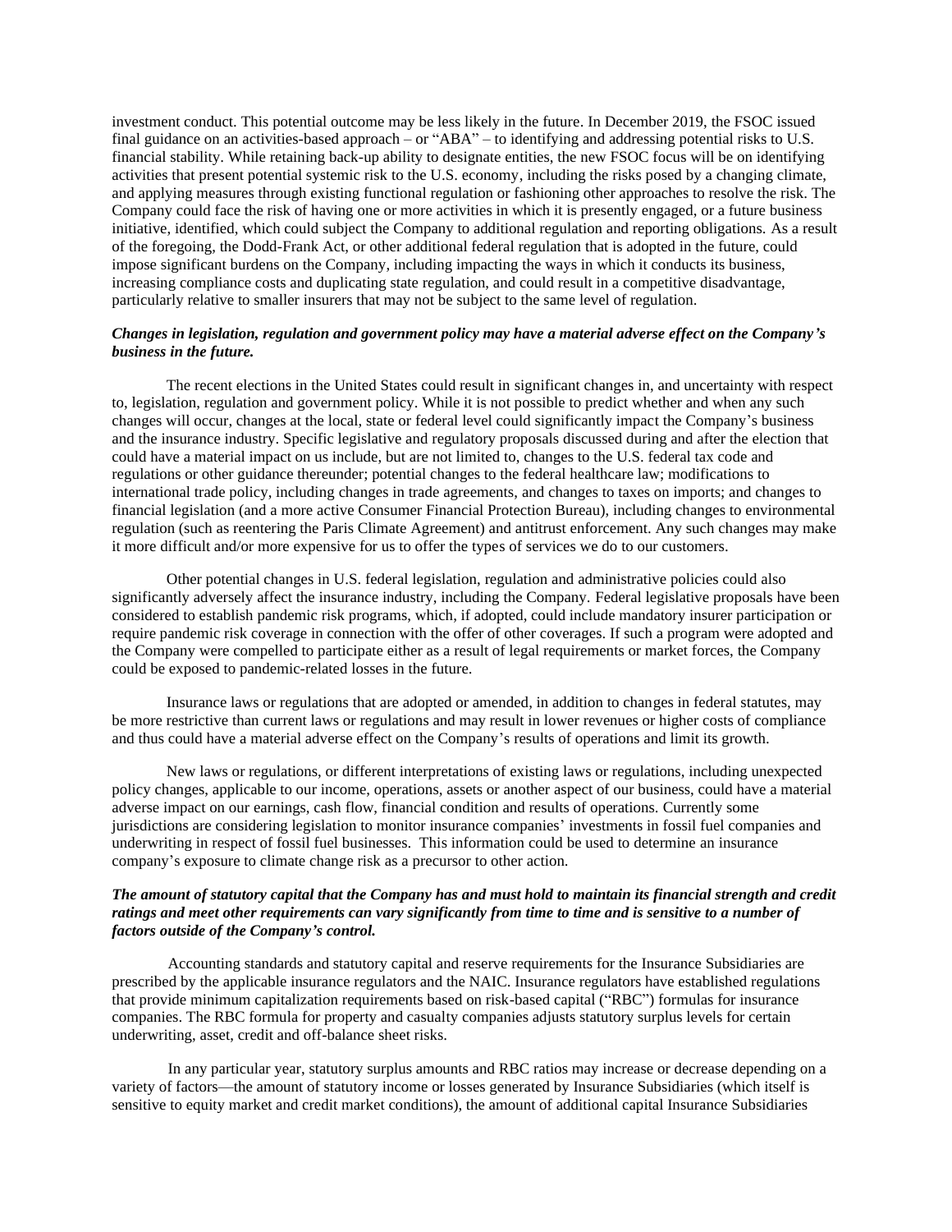investment conduct. This potential outcome may be less likely in the future. In December 2019, the FSOC issued final guidance on an activities-based approach – or "ABA" – to identifying and addressing potential risks to U.S. financial stability. While retaining back-up ability to designate entities, the new FSOC focus will be on identifying activities that present potential systemic risk to the U.S. economy, including the risks posed by a changing climate, and applying measures through existing functional regulation or fashioning other approaches to resolve the risk. The Company could face the risk of having one or more activities in which it is presently engaged, or a future business initiative, identified, which could subject the Company to additional regulation and reporting obligations. As a result of the foregoing, the Dodd-Frank Act, or other additional federal regulation that is adopted in the future, could impose significant burdens on the Company, including impacting the ways in which it conducts its business, increasing compliance costs and duplicating state regulation, and could result in a competitive disadvantage, particularly relative to smaller insurers that may not be subject to the same level of regulation.

***Changes in legislation, regulation and government policy may have a material adverse effect on the Company's business in the future.***

The recent elections in the United States could result in significant changes in, and uncertainty with respect to, legislation, regulation and government policy. While it is not possible to predict whether and when any such changes will occur, changes at the local, state or federal level could significantly impact the Company's business and the insurance industry. Specific legislative and regulatory proposals discussed during and after the election that could have a material impact on us include, but are not limited to, changes to the U.S. federal tax code and regulations or other guidance thereunder; potential changes to the federal healthcare law; modifications to international trade policy, including changes in trade agreements, and changes to taxes on imports; and changes to financial legislation (and a more active Consumer Financial Protection Bureau), including changes to environmental regulation (such as reentering the Paris Climate Agreement) and antitrust enforcement. Any such changes may make it more difficult and/or more expensive for us to offer the types of services we do to our customers.

Other potential changes in U.S. federal legislation, regulation and administrative policies could also significantly adversely affect the insurance industry, including the Company. Federal legislative proposals have been considered to establish pandemic risk programs, which, if adopted, could include mandatory insurer participation or require pandemic risk coverage in connection with the offer of other coverages. If such a program were adopted and the Company were compelled to participate either as a result of legal requirements or market forces, the Company could be exposed to pandemic-related losses in the future.

Insurance laws or regulations that are adopted or amended, in addition to changes in federal statutes, may be more restrictive than current laws or regulations and may result in lower revenues or higher costs of compliance and thus could have a material adverse effect on the Company's results of operations and limit its growth.

New laws or regulations, or different interpretations of existing laws or regulations, including unexpected policy changes, applicable to our income, operations, assets or another aspect of our business, could have a material adverse impact on our earnings, cash flow, financial condition and results of operations. Currently some jurisdictions are considering legislation to monitor insurance companies' investments in fossil fuel companies and underwriting in respect of fossil fuel businesses. This information could be used to determine an insurance company's exposure to climate change risk as a precursor to other action.

***The amount of statutory capital that the Company has and must hold to maintain its financial strength and credit ratings and meet other requirements can vary significantly from time to time and is sensitive to a number of factors outside of the Company's control.***

Accounting standards and statutory capital and reserve requirements for the Insurance Subsidiaries are prescribed by the applicable insurance regulators and the NAIC. Insurance regulators have established regulations that provide minimum capitalization requirements based on risk-based capital ("RBC") formulas for insurance companies. The RBC formula for property and casualty companies adjusts statutory surplus levels for certain underwriting, asset, credit and off-balance sheet risks.

In any particular year, statutory surplus amounts and RBC ratios may increase or decrease depending on a variety of factors—the amount of statutory income or losses generated by Insurance Subsidiaries (which itself is sensitive to equity market and credit market conditions), the amount of additional capital Insurance Subsidiaries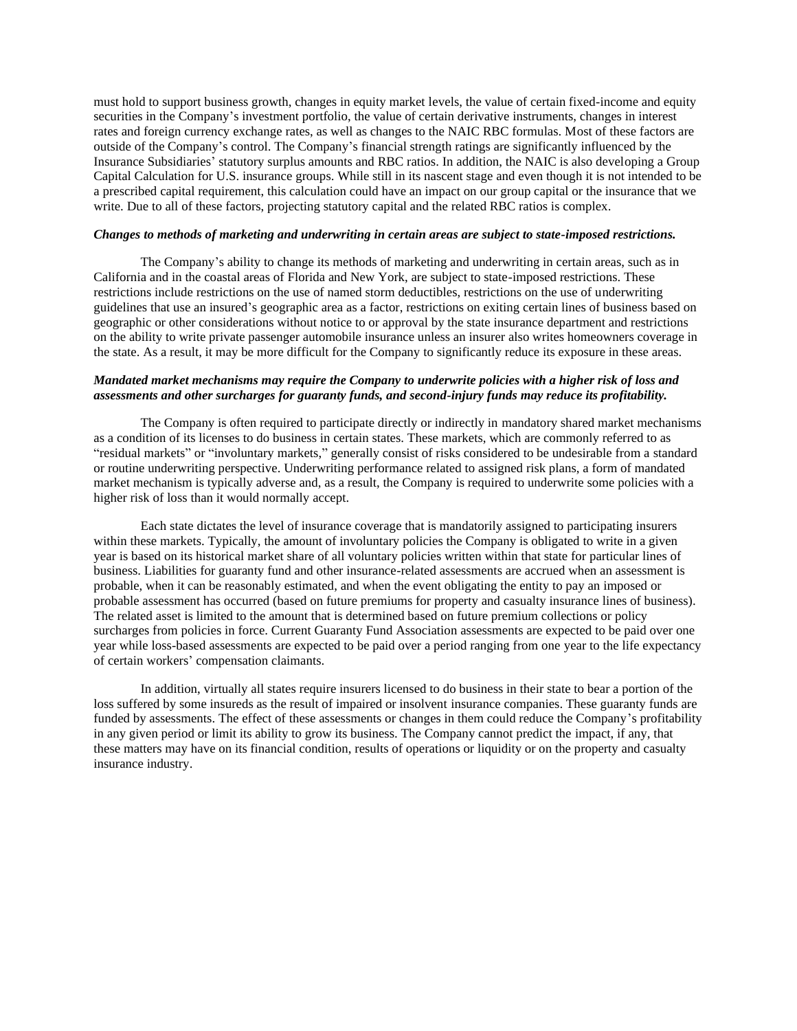must hold to support business growth, changes in equity market levels, the value of certain fixed-income and equity securities in the Company's investment portfolio, the value of certain derivative instruments, changes in interest rates and foreign currency exchange rates, as well as changes to the NAIC RBC formulas. Most of these factors are outside of the Company's control. The Company's financial strength ratings are significantly influenced by the Insurance Subsidiaries' statutory surplus amounts and RBC ratios. In addition, the NAIC is also developing a Group Capital Calculation for U.S. insurance groups. While still in its nascent stage and even though it is not intended to be a prescribed capital requirement, this calculation could have an impact on our group capital or the insurance that we write. Due to all of these factors, projecting statutory capital and the related RBC ratios is complex.

***Changes to methods of marketing and underwriting in certain areas are subject to state-imposed restrictions.***

The Company's ability to change its methods of marketing and underwriting in certain areas, such as in California and in the coastal areas of Florida and New York, are subject to state-imposed restrictions. These restrictions include restrictions on the use of named storm deductibles, restrictions on the use of underwriting guidelines that use an insured's geographic area as a factor, restrictions on exiting certain lines of business based on geographic or other considerations without notice to or approval by the state insurance department and restrictions on the ability to write private passenger automobile insurance unless an insurer also writes homeowners coverage in the state. As a result, it may be more difficult for the Company to significantly reduce its exposure in these areas.

***Mandated market mechanisms may require the Company to underwrite policies with a higher risk of loss and assessments and other surcharges for guaranty funds, and second-injury funds may reduce its profitability.***

The Company is often required to participate directly or indirectly in mandatory shared market mechanisms as a condition of its licenses to do business in certain states. These markets, which are commonly referred to as "residual markets" or "involuntary markets," generally consist of risks considered to be undesirable from a standard or routine underwriting perspective. Underwriting performance related to assigned risk plans, a form of mandated market mechanism is typically adverse and, as a result, the Company is required to underwrite some policies with a higher risk of loss than it would normally accept.

Each state dictates the level of insurance coverage that is mandatorily assigned to participating insurers within these markets. Typically, the amount of involuntary policies the Company is obligated to write in a given year is based on its historical market share of all voluntary policies written within that state for particular lines of business. Liabilities for guaranty fund and other insurance-related assessments are accrued when an assessment is probable, when it can be reasonably estimated, and when the event obligating the entity to pay an imposed or probable assessment has occurred (based on future premiums for property and casualty insurance lines of business). The related asset is limited to the amount that is determined based on future premium collections or policy surcharges from policies in force. Current Guaranty Fund Association assessments are expected to be paid over one year while loss-based assessments are expected to be paid over a period ranging from one year to the life expectancy of certain workers' compensation claimants.

In addition, virtually all states require insurers licensed to do business in their state to bear a portion of the loss suffered by some insureds as the result of impaired or insolvent insurance companies. These guaranty funds are funded by assessments. The effect of these assessments or changes in them could reduce the Company's profitability in any given period or limit its ability to grow its business. The Company cannot predict the impact, if any, that these matters may have on its financial condition, results of operations or liquidity or on the property and casualty insurance industry.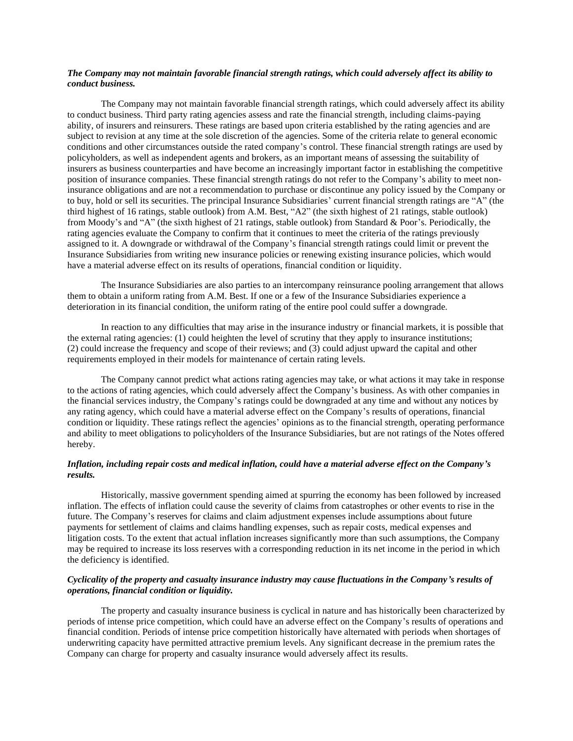***The Company may not maintain favorable financial strength ratings, which could adversely affect its ability to conduct business.***

The Company may not maintain favorable financial strength ratings, which could adversely affect its ability to conduct business. Third party rating agencies assess and rate the financial strength, including claims-paying ability, of insurers and reinsurers. These ratings are based upon criteria established by the rating agencies and are subject to revision at any time at the sole discretion of the agencies. Some of the criteria relate to general economic conditions and other circumstances outside the rated company's control. These financial strength ratings are used by policyholders, as well as independent agents and brokers, as an important means of assessing the suitability of insurers as business counterparties and have become an increasingly important factor in establishing the competitive position of insurance companies. These financial strength ratings do not refer to the Company's ability to meet non-insurance obligations and are not a recommendation to purchase or discontinue any policy issued by the Company or to buy, hold or sell its securities. The principal Insurance Subsidiaries' current financial strength ratings are "A" (the third highest of 16 ratings, stable outlook) from A.M. Best, "A2" (the sixth highest of 21 ratings, stable outlook) from Moody's and "A" (the sixth highest of 21 ratings, stable outlook) from Standard & Poor's. Periodically, the rating agencies evaluate the Company to confirm that it continues to meet the criteria of the ratings previously assigned to it. A downgrade or withdrawal of the Company's financial strength ratings could limit or prevent the Insurance Subsidiaries from writing new insurance policies or renewing existing insurance policies, which would have a material adverse effect on its results of operations, financial condition or liquidity.

The Insurance Subsidiaries are also parties to an intercompany reinsurance pooling arrangement that allows them to obtain a uniform rating from A.M. Best. If one or a few of the Insurance Subsidiaries experience a deterioration in its financial condition, the uniform rating of the entire pool could suffer a downgrade.

In reaction to any difficulties that may arise in the insurance industry or financial markets, it is possible that the external rating agencies: (1) could heighten the level of scrutiny that they apply to insurance institutions; (2) could increase the frequency and scope of their reviews; and (3) could adjust upward the capital and other requirements employed in their models for maintenance of certain rating levels.

The Company cannot predict what actions rating agencies may take, or what actions it may take in response to the actions of rating agencies, which could adversely affect the Company's business. As with other companies in the financial services industry, the Company's ratings could be downgraded at any time and without any notices by any rating agency, which could have a material adverse effect on the Company's results of operations, financial condition or liquidity. These ratings reflect the agencies' opinions as to the financial strength, operating performance and ability to meet obligations to policyholders of the Insurance Subsidiaries, but are not ratings of the Notes offered hereby.

***Inflation, including repair costs and medical inflation, could have a material adverse effect on the Company's results.***

Historically, massive government spending aimed at spurring the economy has been followed by increased inflation. The effects of inflation could cause the severity of claims from catastrophes or other events to rise in the future. The Company's reserves for claims and claim adjustment expenses include assumptions about future payments for settlement of claims and claims handling expenses, such as repair costs, medical expenses and litigation costs. To the extent that actual inflation increases significantly more than such assumptions, the Company may be required to increase its loss reserves with a corresponding reduction in its net income in the period in which the deficiency is identified.

***Cyclicality of the property and casualty insurance industry may cause fluctuations in the Company's results of operations, financial condition or liquidity.***

The property and casualty insurance business is cyclical in nature and has historically been characterized by periods of intense price competition, which could have an adverse effect on the Company's results of operations and financial condition. Periods of intense price competition historically have alternated with periods when shortages of underwriting capacity have permitted attractive premium levels. Any significant decrease in the premium rates the Company can charge for property and casualty insurance would adversely affect its results.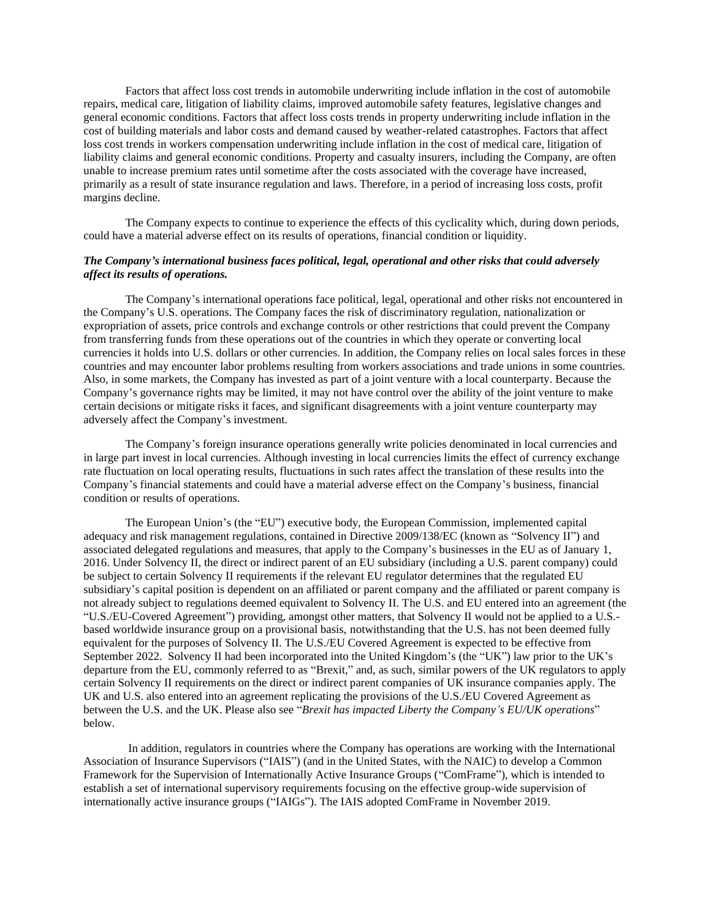Factors that affect loss cost trends in automobile underwriting include inflation in the cost of automobile repairs, medical care, litigation of liability claims, improved automobile safety features, legislative changes and general economic conditions. Factors that affect loss costs trends in property underwriting include inflation in the cost of building materials and labor costs and demand caused by weather-related catastrophes. Factors that affect loss cost trends in workers compensation underwriting include inflation in the cost of medical care, litigation of liability claims and general economic conditions. Property and casualty insurers, including the Company, are often unable to increase premium rates until sometime after the costs associated with the coverage have increased, primarily as a result of state insurance regulation and laws. Therefore, in a period of increasing loss costs, profit margins decline.

The Company expects to continue to experience the effects of this cyclicality which, during down periods, could have a material adverse effect on its results of operations, financial condition or liquidity.

***The Company's international business faces political, legal, operational and other risks that could adversely affect its results of operations.***

The Company's international operations face political, legal, operational and other risks not encountered in the Company's U.S. operations. The Company faces the risk of discriminatory regulation, nationalization or expropriation of assets, price controls and exchange controls or other restrictions that could prevent the Company from transferring funds from these operations out of the countries in which they operate or converting local currencies it holds into U.S. dollars or other currencies. In addition, the Company relies on local sales forces in these countries and may encounter labor problems resulting from workers associations and trade unions in some countries. Also, in some markets, the Company has invested as part of a joint venture with a local counterparty. Because the Company's governance rights may be limited, it may not have control over the ability of the joint venture to make certain decisions or mitigate risks it faces, and significant disagreements with a joint venture counterparty may adversely affect the Company's investment.

The Company's foreign insurance operations generally write policies denominated in local currencies and in large part invest in local currencies. Although investing in local currencies limits the effect of currency exchange rate fluctuation on local operating results, fluctuations in such rates affect the translation of these results into the Company's financial statements and could have a material adverse effect on the Company's business, financial condition or results of operations.

The European Union's (the "EU") executive body, the European Commission, implemented capital adequacy and risk management regulations, contained in Directive 2009/138/EC (known as "Solvency II") and associated delegated regulations and measures, that apply to the Company's businesses in the EU as of January 1, 2016. Under Solvency II, the direct or indirect parent of an EU subsidiary (including a U.S. parent company) could be subject to certain Solvency II requirements if the relevant EU regulator determines that the regulated EU subsidiary's capital position is dependent on an affiliated or parent company and the affiliated or parent company is not already subject to regulations deemed equivalent to Solvency II. The U.S. and EU entered into an agreement (the "U.S./EU-Covered Agreement") providing, amongst other matters, that Solvency II would not be applied to a U.S.-based worldwide insurance group on a provisional basis, notwithstanding that the U.S. has not been deemed fully equivalent for the purposes of Solvency II. The U.S./EU Covered Agreement is expected to be effective from September 2022. Solvency II had been incorporated into the United Kingdom's (the "UK") law prior to the UK's departure from the EU, commonly referred to as "Brexit," and, as such, similar powers of the UK regulators to apply certain Solvency II requirements on the direct or indirect parent companies of UK insurance companies apply. The UK and U.S. also entered into an agreement replicating the provisions of the U.S./EU Covered Agreement as between the U.S. and the UK. Please also see "*Brexit has impacted Liberty the Company's EU/UK operations*" below.

In addition, regulators in countries where the Company has operations are working with the International Association of Insurance Supervisors ("IAIS") (and in the United States, with the NAIC) to develop a Common Framework for the Supervision of Internationally Active Insurance Groups ("ComFrame"), which is intended to establish a set of international supervisory requirements focusing on the effective group-wide supervision of internationally active insurance groups ("IAIGs"). The IAIS adopted ComFrame in November 2019.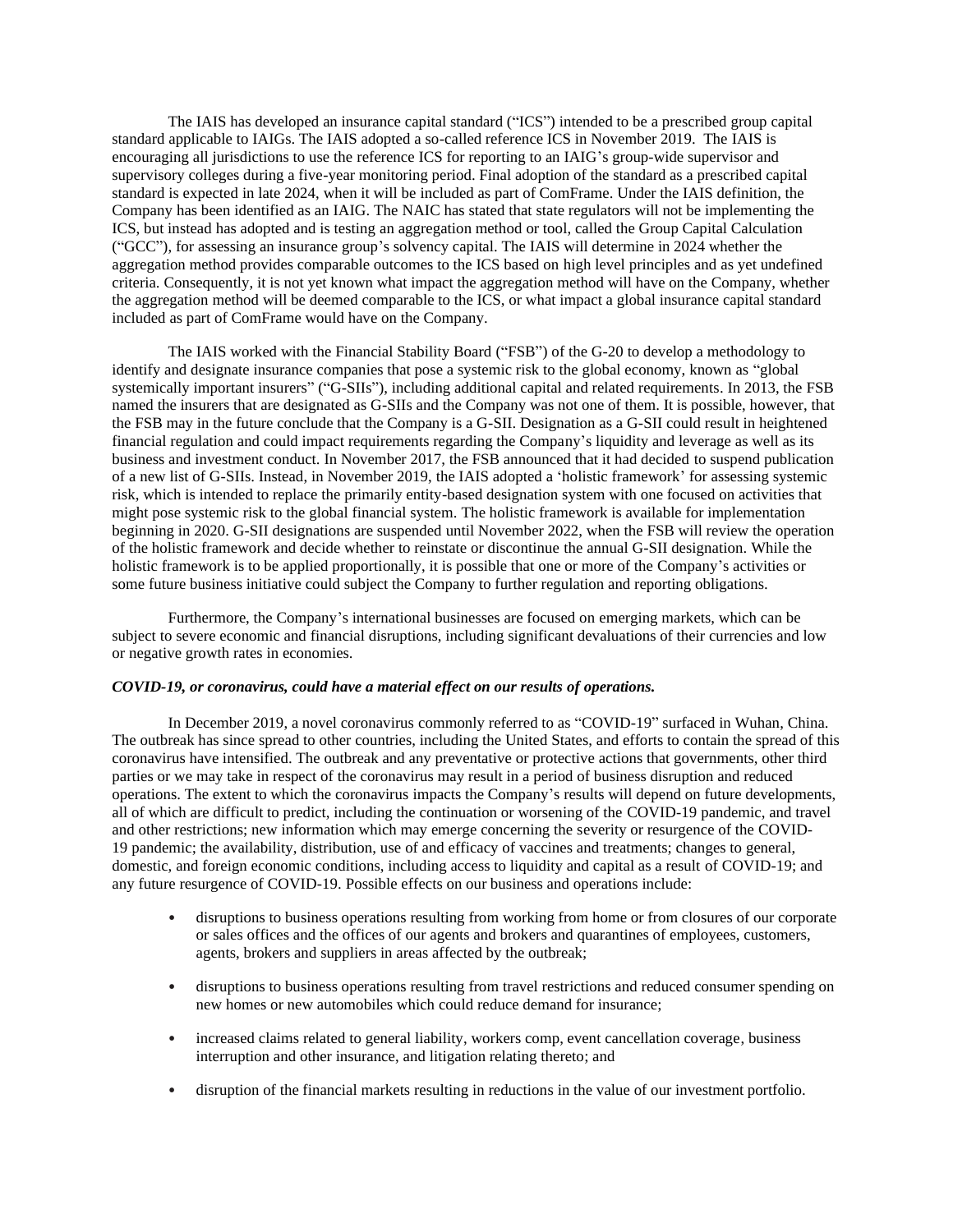The IAIS has developed an insurance capital standard ("ICS") intended to be a prescribed group capital standard applicable to IAIGs. The IAIS adopted a so-called reference ICS in November 2019. The IAIS is encouraging all jurisdictions to use the reference ICS for reporting to an IAIG's group-wide supervisor and supervisory colleges during a five-year monitoring period. Final adoption of the standard as a prescribed capital standard is expected in late 2024, when it will be included as part of ComFrame. Under the IAIS definition, the Company has been identified as an IAIG. The NAIC has stated that state regulators will not be implementing the ICS, but instead has adopted and is testing an aggregation method or tool, called the Group Capital Calculation ("GCC"), for assessing an insurance group's solvency capital. The IAIS will determine in 2024 whether the aggregation method provides comparable outcomes to the ICS based on high level principles and as yet undefined criteria. Consequently, it is not yet known what impact the aggregation method will have on the Company, whether the aggregation method will be deemed comparable to the ICS, or what impact a global insurance capital standard included as part of ComFrame would have on the Company.

The IAIS worked with the Financial Stability Board ("FSB") of the G-20 to develop a methodology to identify and designate insurance companies that pose a systemic risk to the global economy, known as "global systemically important insurers" ("G-SIIs"), including additional capital and related requirements. In 2013, the FSB named the insurers that are designated as G-SIIs and the Company was not one of them. It is possible, however, that the FSB may in the future conclude that the Company is a G-SII. Designation as a G-SII could result in heightened financial regulation and could impact requirements regarding the Company's liquidity and leverage as well as its business and investment conduct. In November 2017, the FSB announced that it had decided to suspend publication of a new list of G-SIIs. Instead, in November 2019, the IAIS adopted a 'holistic framework' for assessing systemic risk, which is intended to replace the primarily entity-based designation system with one focused on activities that might pose systemic risk to the global financial system. The holistic framework is available for implementation beginning in 2020. G-SII designations are suspended until November 2022, when the FSB will review the operation of the holistic framework and decide whether to reinstate or discontinue the annual G-SII designation. While the holistic framework is to be applied proportionally, it is possible that one or more of the Company's activities or some future business initiative could subject the Company to further regulation and reporting obligations.

Furthermore, the Company's international businesses are focused on emerging markets, which can be subject to severe economic and financial disruptions, including significant devaluations of their currencies and low or negative growth rates in economies.

***COVID-19, or coronavirus, could have a material effect on our results of operations.***

In December 2019, a novel coronavirus commonly referred to as "COVID-19" surfaced in Wuhan, China. The outbreak has since spread to other countries, including the United States, and efforts to contain the spread of this coronavirus have intensified. The outbreak and any preventative or protective actions that governments, other third parties or we may take in respect of the coronavirus may result in a period of business disruption and reduced operations. The extent to which the coronavirus impacts the Company's results will depend on future developments, all of which are difficult to predict, including the continuation or worsening of the COVID-19 pandemic, and travel and other restrictions; new information which may emerge concerning the severity or resurgence of the COVID-19 pandemic; the availability, distribution, use of and efficacy of vaccines and treatments; changes to general, domestic, and foreign economic conditions, including access to liquidity and capital as a result of COVID-19; and any future resurgence of COVID-19. Possible effects on our business and operations include:

- disruptions to business operations resulting from working from home or from closures of our corporate or sales offices and the offices of our agents and brokers and quarantines of employees, customers, agents, brokers and suppliers in areas affected by the outbreak;
- disruptions to business operations resulting from travel restrictions and reduced consumer spending on new homes or new automobiles which could reduce demand for insurance;
- increased claims related to general liability, workers comp, event cancellation coverage, business interruption and other insurance, and litigation relating thereto; and
- disruption of the financial markets resulting in reductions in the value of our investment portfolio.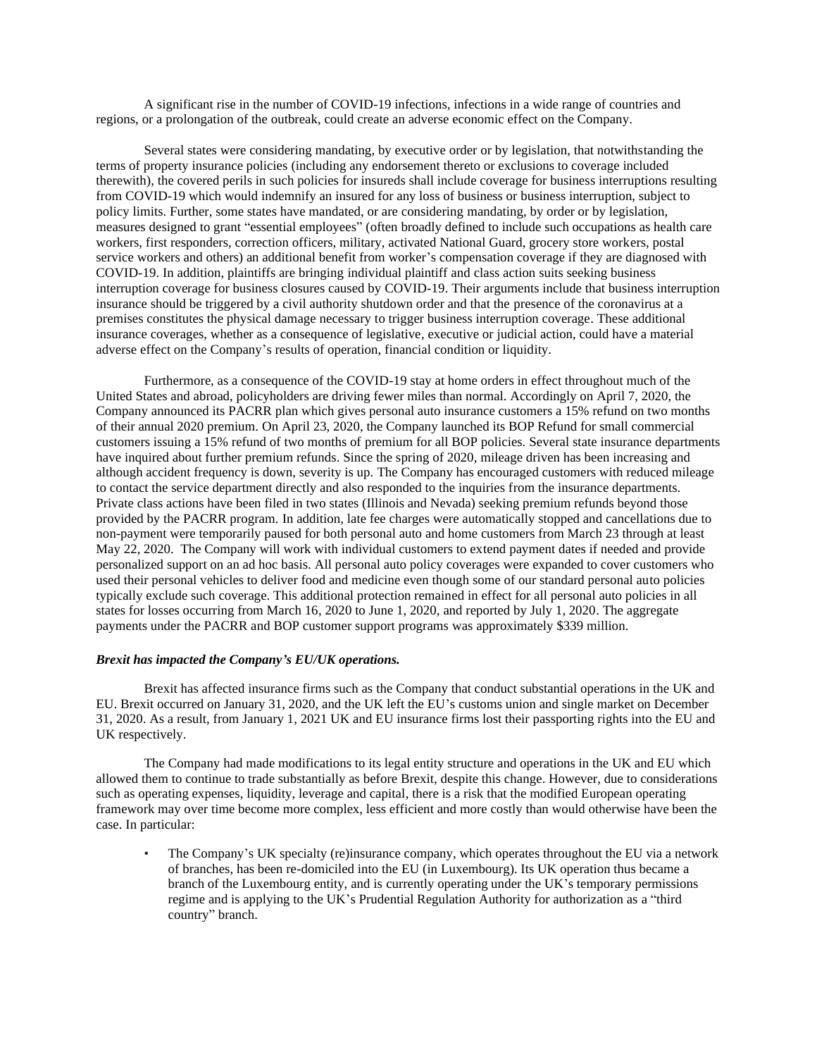A significant rise in the number of COVID-19 infections, infections in a wide range of countries and regions, or a prolongation of the outbreak, could create an adverse economic effect on the Company.

Several states were considering mandating, by executive order or by legislation, that notwithstanding the terms of property insurance policies (including any endorsement thereto or exclusions to coverage included therewith), the covered perils in such policies for insureds shall include coverage for business interruptions resulting from COVID-19 which would indemnify an insured for any loss of business or business interruption, subject to policy limits. Further, some states have mandated, or are considering mandating, by order or by legislation, measures designed to grant "essential employees" (often broadly defined to include such occupations as health care workers, first responders, correction officers, military, activated National Guard, grocery store workers, postal service workers and others) an additional benefit from worker's compensation coverage if they are diagnosed with COVID-19. In addition, plaintiffs are bringing individual plaintiff and class action suits seeking business interruption coverage for business closures caused by COVID-19. Their arguments include that business interruption insurance should be triggered by a civil authority shutdown order and that the presence of the coronavirus at a premises constitutes the physical damage necessary to trigger business interruption coverage. These additional insurance coverages, whether as a consequence of legislative, executive or judicial action, could have a material adverse effect on the Company's results of operation, financial condition or liquidity.

Furthermore, as a consequence of the COVID-19 stay at home orders in effect throughout much of the United States and abroad, policyholders are driving fewer miles than normal. Accordingly on April 7, 2020, the Company announced its PACRR plan which gives personal auto insurance customers a 15% refund on two months of their annual 2020 premium. On April 23, 2020, the Company launched its BOP Refund for small commercial customers issuing a 15% refund of two months of premium for all BOP policies. Several state insurance departments have inquired about further premium refunds. Since the spring of 2020, mileage driven has been increasing and although accident frequency is down, severity is up. The Company has encouraged customers with reduced mileage to contact the service department directly and also responded to the inquiries from the insurance departments. Private class actions have been filed in two states (Illinois and Nevada) seeking premium refunds beyond those provided by the PACRR program. In addition, late fee charges were automatically stopped and cancellations due to non-payment were temporarily paused for both personal auto and home customers from March 23 through at least May 22, 2020. The Company will work with individual customers to extend payment dates if needed and provide personalized support on an ad hoc basis. All personal auto policy coverages were expanded to cover customers who used their personal vehicles to deliver food and medicine even though some of our standard personal auto policies typically exclude such coverage. This additional protection remained in effect for all personal auto policies in all states for losses occurring from March 16, 2020 to June 1, 2020, and reported by July 1, 2020. The aggregate payments under the PACRR and BOP customer support programs was approximately $339 million.

***Brexit has impacted the Company's EU/UK operations.***

Brexit has affected insurance firms such as the Company that conduct substantial operations in the UK and EU. Brexit occurred on January 31, 2020, and the UK left the EU's customs union and single market on December 31, 2020. As a result, from January 1, 2021 UK and EU insurance firms lost their passporting rights into the EU and UK respectively.

The Company had made modifications to its legal entity structure and operations in the UK and EU which allowed them to continue to trade substantially as before Brexit, despite this change. However, due to considerations such as operating expenses, liquidity, leverage and capital, there is a risk that the modified European operating framework may over time become more complex, less efficient and more costly than would otherwise have been the case. In particular:

- The Company's UK specialty (re)insurance company, which operates throughout the EU via a network of branches, has been re-domiciled into the EU (in Luxembourg). Its UK operation thus became a branch of the Luxembourg entity, and is currently operating under the UK's temporary permissions regime and is applying to the UK's Prudential Regulation Authority for authorization as a "third country" branch.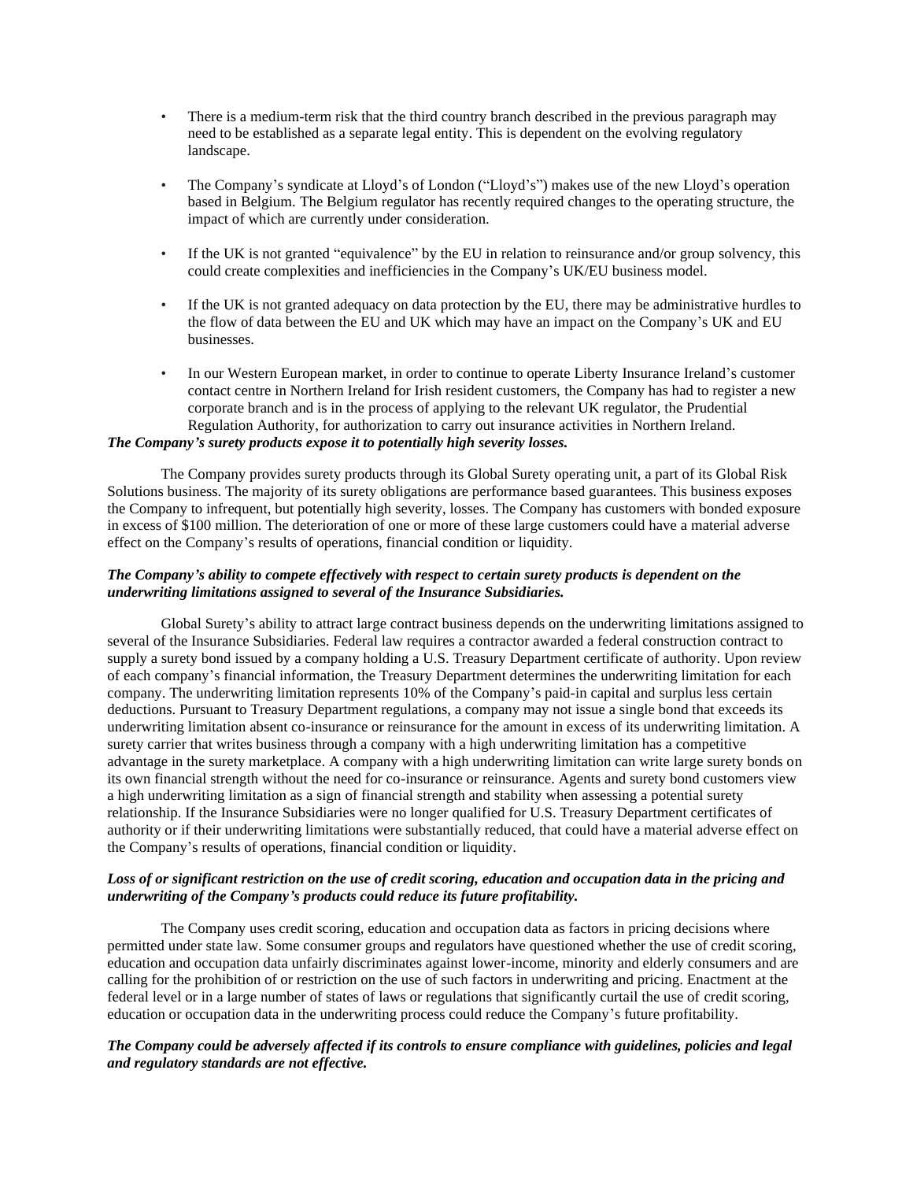- There is a medium-term risk that the third country branch described in the previous paragraph may need to be established as a separate legal entity. This is dependent on the evolving regulatory landscape.

- The Company's syndicate at Lloyd's of London ("Lloyd's") makes use of the new Lloyd's operation based in Belgium. The Belgium regulator has recently required changes to the operating structure, the impact of which are currently under consideration.

- If the UK is not granted "equivalence" by the EU in relation to reinsurance and/or group solvency, this could create complexities and inefficiencies in the Company's UK/EU business model.

- If the UK is not granted adequacy on data protection by the EU, there may be administrative hurdles to the flow of data between the EU and UK which may have an impact on the Company's UK and EU businesses.

- In our Western European market, in order to continue to operate Liberty Insurance Ireland's customer contact centre in Northern Ireland for Irish resident customers, the Company has had to register a new corporate branch and is in the process of applying to the relevant UK regulator, the Prudential Regulation Authority, for authorization to carry out insurance activities in Northern Ireland.

***The Company's surety products expose it to potentially high severity losses.***

The Company provides surety products through its Global Surety operating unit, a part of its Global Risk Solutions business. The majority of its surety obligations are performance based guarantees. This business exposes the Company to infrequent, but potentially high severity, losses. The Company has customers with bonded exposure in excess of $100 million. The deterioration of one or more of these large customers could have a material adverse effect on the Company's results of operations, financial condition or liquidity.

***The Company's ability to compete effectively with respect to certain surety products is dependent on the underwriting limitations assigned to several of the Insurance Subsidiaries.***

Global Surety's ability to attract large contract business depends on the underwriting limitations assigned to several of the Insurance Subsidiaries. Federal law requires a contractor awarded a federal construction contract to supply a surety bond issued by a company holding a U.S. Treasury Department certificate of authority. Upon review of each company's financial information, the Treasury Department determines the underwriting limitation for each company. The underwriting limitation represents 10% of the Company's paid-in capital and surplus less certain deductions. Pursuant to Treasury Department regulations, a company may not issue a single bond that exceeds its underwriting limitation absent co-insurance or reinsurance for the amount in excess of its underwriting limitation. A surety carrier that writes business through a company with a high underwriting limitation has a competitive advantage in the surety marketplace. A company with a high underwriting limitation can write large surety bonds on its own financial strength without the need for co-insurance or reinsurance. Agents and surety bond customers view a high underwriting limitation as a sign of financial strength and stability when assessing a potential surety relationship. If the Insurance Subsidiaries were no longer qualified for U.S. Treasury Department certificates of authority or if their underwriting limitations were substantially reduced, that could have a material adverse effect on the Company's results of operations, financial condition or liquidity.

***Loss of or significant restriction on the use of credit scoring, education and occupation data in the pricing and underwriting of the Company's products could reduce its future profitability.***

The Company uses credit scoring, education and occupation data as factors in pricing decisions where permitted under state law. Some consumer groups and regulators have questioned whether the use of credit scoring, education and occupation data unfairly discriminates against lower-income, minority and elderly consumers and are calling for the prohibition of or restriction on the use of such factors in underwriting and pricing. Enactment at the federal level or in a large number of states of laws or regulations that significantly curtail the use of credit scoring, education or occupation data in the underwriting process could reduce the Company's future profitability.

***The Company could be adversely affected if its controls to ensure compliance with guidelines, policies and legal and regulatory standards are not effective.***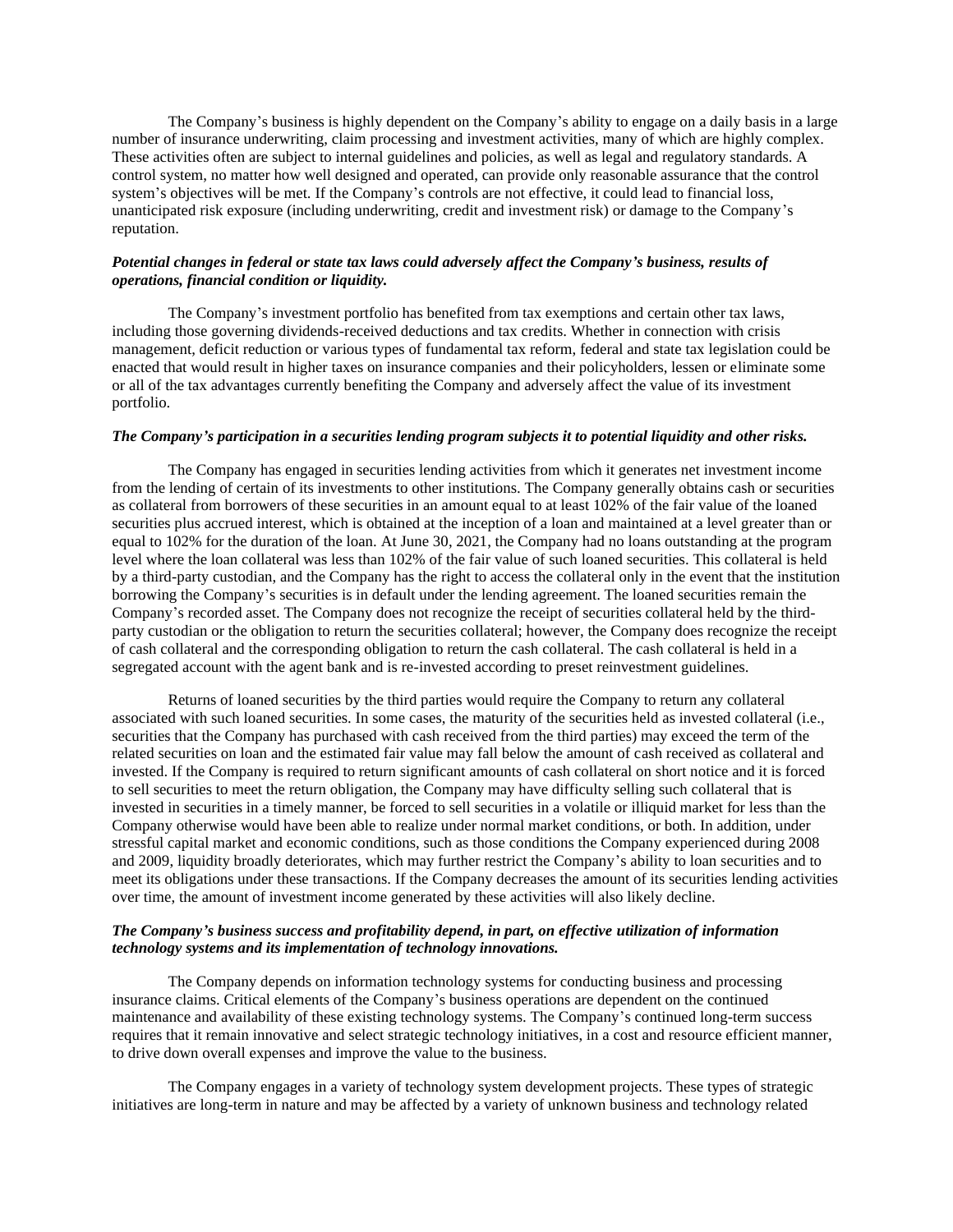The Company's business is highly dependent on the Company's ability to engage on a daily basis in a large number of insurance underwriting, claim processing and investment activities, many of which are highly complex. These activities often are subject to internal guidelines and policies, as well as legal and regulatory standards. A control system, no matter how well designed and operated, can provide only reasonable assurance that the control system's objectives will be met. If the Company's controls are not effective, it could lead to financial loss, unanticipated risk exposure (including underwriting, credit and investment risk) or damage to the Company's reputation.

***Potential changes in federal or state tax laws could adversely affect the Company's business, results of operations, financial condition or liquidity.***

The Company's investment portfolio has benefited from tax exemptions and certain other tax laws, including those governing dividends-received deductions and tax credits. Whether in connection with crisis management, deficit reduction or various types of fundamental tax reform, federal and state tax legislation could be enacted that would result in higher taxes on insurance companies and their policyholders, lessen or eliminate some or all of the tax advantages currently benefiting the Company and adversely affect the value of its investment portfolio.

***The Company's participation in a securities lending program subjects it to potential liquidity and other risks.***

The Company has engaged in securities lending activities from which it generates net investment income from the lending of certain of its investments to other institutions. The Company generally obtains cash or securities as collateral from borrowers of these securities in an amount equal to at least 102% of the fair value of the loaned securities plus accrued interest, which is obtained at the inception of a loan and maintained at a level greater than or equal to 102% for the duration of the loan. At June 30, 2021, the Company had no loans outstanding at the program level where the loan collateral was less than 102% of the fair value of such loaned securities. This collateral is held by a third-party custodian, and the Company has the right to access the collateral only in the event that the institution borrowing the Company's securities is in default under the lending agreement. The loaned securities remain the Company's recorded asset. The Company does not recognize the receipt of securities collateral held by the third-party custodian or the obligation to return the securities collateral; however, the Company does recognize the receipt of cash collateral and the corresponding obligation to return the cash collateral. The cash collateral is held in a segregated account with the agent bank and is re-invested according to preset reinvestment guidelines.

Returns of loaned securities by the third parties would require the Company to return any collateral associated with such loaned securities. In some cases, the maturity of the securities held as invested collateral (i.e., securities that the Company has purchased with cash received from the third parties) may exceed the term of the related securities on loan and the estimated fair value may fall below the amount of cash received as collateral and invested. If the Company is required to return significant amounts of cash collateral on short notice and it is forced to sell securities to meet the return obligation, the Company may have difficulty selling such collateral that is invested in securities in a timely manner, be forced to sell securities in a volatile or illiquid market for less than the Company otherwise would have been able to realize under normal market conditions, or both. In addition, under stressful capital market and economic conditions, such as those conditions the Company experienced during 2008 and 2009, liquidity broadly deteriorates, which may further restrict the Company's ability to loan securities and to meet its obligations under these transactions. If the Company decreases the amount of its securities lending activities over time, the amount of investment income generated by these activities will also likely decline.

***The Company's business success and profitability depend, in part, on effective utilization of information technology systems and its implementation of technology innovations.***

The Company depends on information technology systems for conducting business and processing insurance claims. Critical elements of the Company's business operations are dependent on the continued maintenance and availability of these existing technology systems. The Company's continued long-term success requires that it remain innovative and select strategic technology initiatives, in a cost and resource efficient manner, to drive down overall expenses and improve the value to the business.

The Company engages in a variety of technology system development projects. These types of strategic initiatives are long-term in nature and may be affected by a variety of unknown business and technology related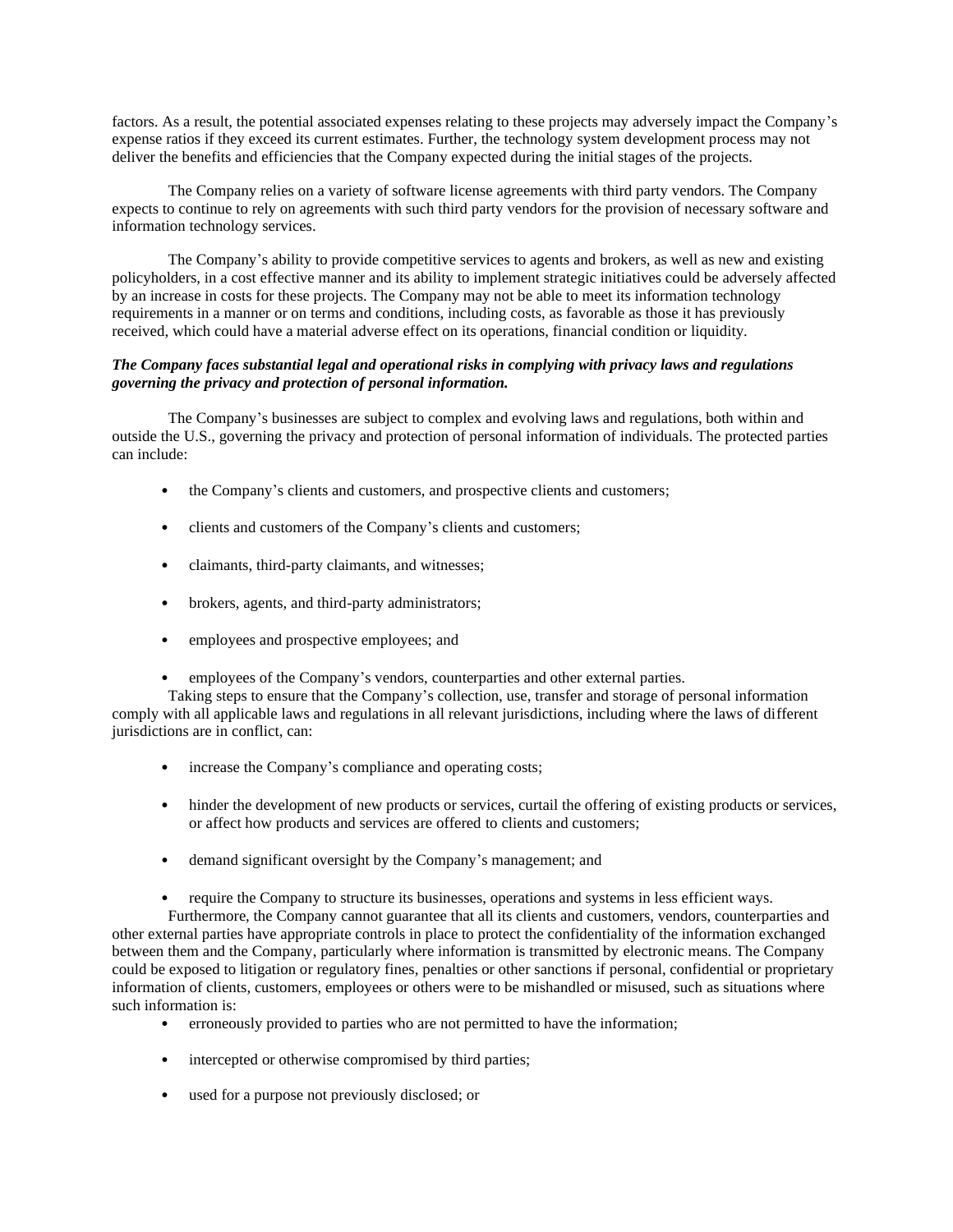factors. As a result, the potential associated expenses relating to these projects may adversely impact the Company's expense ratios if they exceed its current estimates. Further, the technology system development process may not deliver the benefits and efficiencies that the Company expected during the initial stages of the projects.

The Company relies on a variety of software license agreements with third party vendors. The Company expects to continue to rely on agreements with such third party vendors for the provision of necessary software and information technology services.

The Company's ability to provide competitive services to agents and brokers, as well as new and existing policyholders, in a cost effective manner and its ability to implement strategic initiatives could be adversely affected by an increase in costs for these projects. The Company may not be able to meet its information technology requirements in a manner or on terms and conditions, including costs, as favorable as those it has previously received, which could have a material adverse effect on its operations, financial condition or liquidity.

***The Company faces substantial legal and operational risks in complying with privacy laws and regulations governing the privacy and protection of personal information.***

The Company's businesses are subject to complex and evolving laws and regulations, both within and outside the U.S., governing the privacy and protection of personal information of individuals. The protected parties can include:

- the Company's clients and customers, and prospective clients and customers;
- clients and customers of the Company's clients and customers;
- claimants, third-party claimants, and witnesses;
- brokers, agents, and third-party administrators;
- employees and prospective employees; and
- employees of the Company's vendors, counterparties and other external parties.

Taking steps to ensure that the Company's collection, use, transfer and storage of personal information comply with all applicable laws and regulations in all relevant jurisdictions, including where the laws of different jurisdictions are in conflict, can:

- increase the Company's compliance and operating costs;
- hinder the development of new products or services, curtail the offering of existing products or services, or affect how products and services are offered to clients and customers;
- demand significant oversight by the Company's management; and
- require the Company to structure its businesses, operations and systems in less efficient ways.

Furthermore, the Company cannot guarantee that all its clients and customers, vendors, counterparties and other external parties have appropriate controls in place to protect the confidentiality of the information exchanged between them and the Company, particularly where information is transmitted by electronic means. The Company could be exposed to litigation or regulatory fines, penalties or other sanctions if personal, confidential or proprietary information of clients, customers, employees or others were to be mishandled or misused, such as situations where such information is:

- erroneously provided to parties who are not permitted to have the information;
- intercepted or otherwise compromised by third parties;
- used for a purpose not previously disclosed; or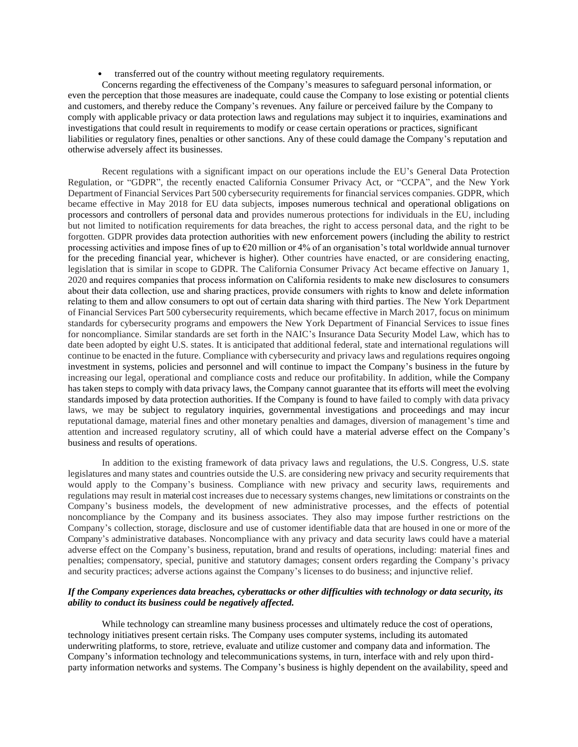- transferred out of the country without meeting regulatory requirements.

Concerns regarding the effectiveness of the Company's measures to safeguard personal information, or even the perception that those measures are inadequate, could cause the Company to lose existing or potential clients and customers, and thereby reduce the Company's revenues. Any failure or perceived failure by the Company to comply with applicable privacy or data protection laws and regulations may subject it to inquiries, examinations and investigations that could result in requirements to modify or cease certain operations or practices, significant liabilities or regulatory fines, penalties or other sanctions. Any of these could damage the Company's reputation and otherwise adversely affect its businesses.

Recent regulations with a significant impact on our operations include the EU's General Data Protection Regulation, or "GDPR", the recently enacted California Consumer Privacy Act, or "CCPA", and the New York Department of Financial Services Part 500 cybersecurity requirements for financial services companies. GDPR, which became effective in May 2018 for EU data subjects, imposes numerous technical and operational obligations on processors and controllers of personal data and provides numerous protections for individuals in the EU, including but not limited to notification requirements for data breaches, the right to access personal data, and the right to be forgotten. GDPR provides data protection authorities with new enforcement powers (including the ability to restrict processing activities and impose fines of up to €20 million or 4% of an organisation's total worldwide annual turnover for the preceding financial year, whichever is higher). Other countries have enacted, or are considering enacting, legislation that is similar in scope to GDPR. The California Consumer Privacy Act became effective on January 1, 2020 and requires companies that process information on California residents to make new disclosures to consumers about their data collection, use and sharing practices, provide consumers with rights to know and delete information relating to them and allow consumers to opt out of certain data sharing with third parties. The New York Department of Financial Services Part 500 cybersecurity requirements, which became effective in March 2017, focus on minimum standards for cybersecurity programs and empowers the New York Department of Financial Services to issue fines for noncompliance. Similar standards are set forth in the NAIC's Insurance Data Security Model Law, which has to date been adopted by eight U.S. states. It is anticipated that additional federal, state and international regulations will continue to be enacted in the future. Compliance with cybersecurity and privacy laws and regulations requires ongoing investment in systems, policies and personnel and will continue to impact the Company's business in the future by increasing our legal, operational and compliance costs and reduce our profitability. In addition, while the Company has taken steps to comply with data privacy laws, the Company cannot guarantee that its efforts will meet the evolving standards imposed by data protection authorities. If the Company is found to have failed to comply with data privacy laws, we may be subject to regulatory inquiries, governmental investigations and proceedings and may incur reputational damage, material fines and other monetary penalties and damages, diversion of management's time and attention and increased regulatory scrutiny, all of which could have a material adverse effect on the Company's business and results of operations.

In addition to the existing framework of data privacy laws and regulations, the U.S. Congress, U.S. state legislatures and many states and countries outside the U.S. are considering new privacy and security requirements that would apply to the Company's business. Compliance with new privacy and security laws, requirements and regulations may result in material cost increases due to necessary systems changes, new limitations or constraints on the Company's business models, the development of new administrative processes, and the effects of potential noncompliance by the Company and its business associates. They also may impose further restrictions on the Company's collection, storage, disclosure and use of customer identifiable data that are housed in one or more of the Company's administrative databases. Noncompliance with any privacy and data security laws could have a material adverse effect on the Company's business, reputation, brand and results of operations, including: material fines and penalties; compensatory, special, punitive and statutory damages; consent orders regarding the Company's privacy and security practices; adverse actions against the Company's licenses to do business; and injunctive relief.

***If the Company experiences data breaches, cyberattacks or other difficulties with technology or data security, its ability to conduct its business could be negatively affected.***

While technology can streamline many business processes and ultimately reduce the cost of operations, technology initiatives present certain risks. The Company uses computer systems, including its automated underwriting platforms, to store, retrieve, evaluate and utilize customer and company data and information. The Company's information technology and telecommunications systems, in turn, interface with and rely upon third-party information networks and systems. The Company's business is highly dependent on the availability, speed and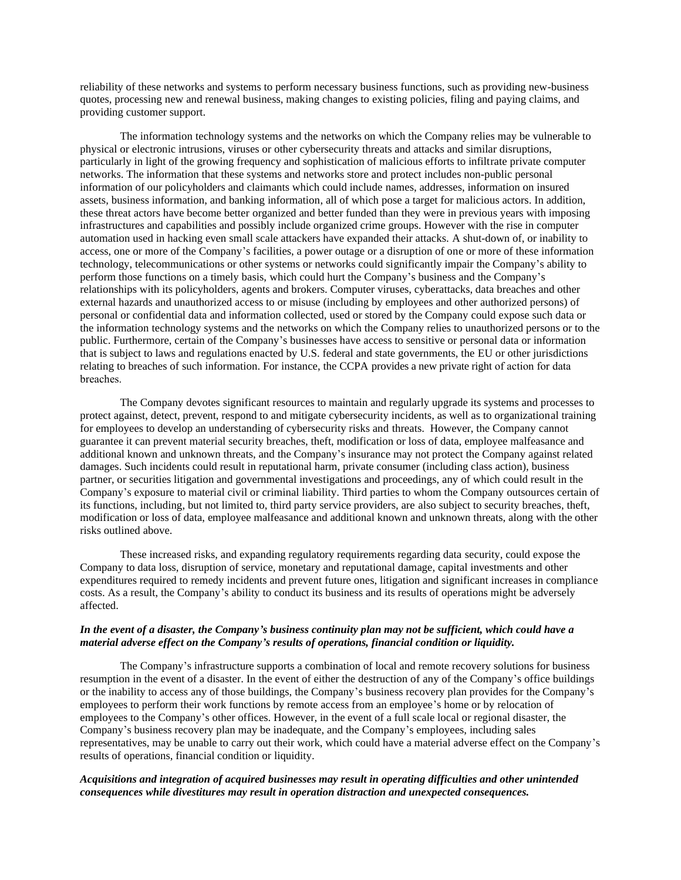reliability of these networks and systems to perform necessary business functions, such as providing new-business quotes, processing new and renewal business, making changes to existing policies, filing and paying claims, and providing customer support.

The information technology systems and the networks on which the Company relies may be vulnerable to physical or electronic intrusions, viruses or other cybersecurity threats and attacks and similar disruptions, particularly in light of the growing frequency and sophistication of malicious efforts to infiltrate private computer networks. The information that these systems and networks store and protect includes non-public personal information of our policyholders and claimants which could include names, addresses, information on insured assets, business information, and banking information, all of which pose a target for malicious actors. In addition, these threat actors have become better organized and better funded than they were in previous years with imposing infrastructures and capabilities and possibly include organized crime groups. However with the rise in computer automation used in hacking even small scale attackers have expanded their attacks. A shut-down of, or inability to access, one or more of the Company's facilities, a power outage or a disruption of one or more of these information technology, telecommunications or other systems or networks could significantly impair the Company's ability to perform those functions on a timely basis, which could hurt the Company's business and the Company's relationships with its policyholders, agents and brokers. Computer viruses, cyberattacks, data breaches and other external hazards and unauthorized access to or misuse (including by employees and other authorized persons) of personal or confidential data and information collected, used or stored by the Company could expose such data or the information technology systems and the networks on which the Company relies to unauthorized persons or to the public. Furthermore, certain of the Company's businesses have access to sensitive or personal data or information that is subject to laws and regulations enacted by U.S. federal and state governments, the EU or other jurisdictions relating to breaches of such information. For instance, the CCPA provides a new private right of action for data breaches.

The Company devotes significant resources to maintain and regularly upgrade its systems and processes to protect against, detect, prevent, respond to and mitigate cybersecurity incidents, as well as to organizational training for employees to develop an understanding of cybersecurity risks and threats. However, the Company cannot guarantee it can prevent material security breaches, theft, modification or loss of data, employee malfeasance and additional known and unknown threats, and the Company's insurance may not protect the Company against related damages. Such incidents could result in reputational harm, private consumer (including class action), business partner, or securities litigation and governmental investigations and proceedings, any of which could result in the Company's exposure to material civil or criminal liability. Third parties to whom the Company outsources certain of its functions, including, but not limited to, third party service providers, are also subject to security breaches, theft, modification or loss of data, employee malfeasance and additional known and unknown threats, along with the other risks outlined above.

These increased risks, and expanding regulatory requirements regarding data security, could expose the Company to data loss, disruption of service, monetary and reputational damage, capital investments and other expenditures required to remedy incidents and prevent future ones, litigation and significant increases in compliance costs. As a result, the Company's ability to conduct its business and its results of operations might be adversely affected.

***In the event of a disaster, the Company's business continuity plan may not be sufficient, which could have a material adverse effect on the Company's results of operations, financial condition or liquidity.***

The Company's infrastructure supports a combination of local and remote recovery solutions for business resumption in the event of a disaster. In the event of either the destruction of any of the Company's office buildings or the inability to access any of those buildings, the Company's business recovery plan provides for the Company's employees to perform their work functions by remote access from an employee's home or by relocation of employees to the Company's other offices. However, in the event of a full scale local or regional disaster, the Company's business recovery plan may be inadequate, and the Company's employees, including sales representatives, may be unable to carry out their work, which could have a material adverse effect on the Company's results of operations, financial condition or liquidity.

***Acquisitions and integration of acquired businesses may result in operating difficulties and other unintended consequences while divestitures may result in operation distraction and unexpected consequences.***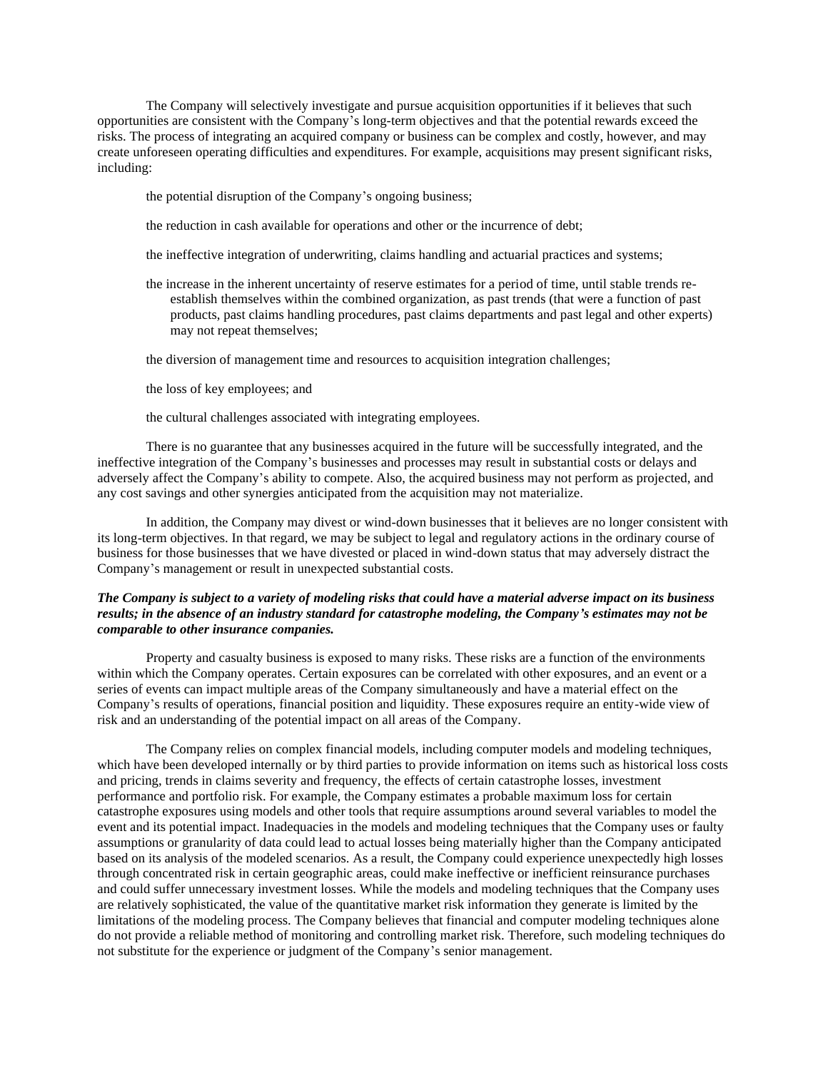The Company will selectively investigate and pursue acquisition opportunities if it believes that such opportunities are consistent with the Company's long-term objectives and that the potential rewards exceed the risks. The process of integrating an acquired company or business can be complex and costly, however, and may create unforeseen operating difficulties and expenditures. For example, acquisitions may present significant risks, including:

- the potential disruption of the Company's ongoing business;
- the reduction in cash available for operations and other or the incurrence of debt;
- the ineffective integration of underwriting, claims handling and actuarial practices and systems;
- the increase in the inherent uncertainty of reserve estimates for a period of time, until stable trends re-establish themselves within the combined organization, as past trends (that were a function of past products, past claims handling procedures, past claims departments and past legal and other experts) may not repeat themselves;
- the diversion of management time and resources to acquisition integration challenges;
- the loss of key employees; and
- the cultural challenges associated with integrating employees.

There is no guarantee that any businesses acquired in the future will be successfully integrated, and the ineffective integration of the Company's businesses and processes may result in substantial costs or delays and adversely affect the Company's ability to compete. Also, the acquired business may not perform as projected, and any cost savings and other synergies anticipated from the acquisition may not materialize.

In addition, the Company may divest or wind-down businesses that it believes are no longer consistent with its long-term objectives. In that regard, we may be subject to legal and regulatory actions in the ordinary course of business for those businesses that we have divested or placed in wind-down status that may adversely distract the Company's management or result in unexpected substantial costs.

***The Company is subject to a variety of modeling risks that could have a material adverse impact on its business results; in the absence of an industry standard for catastrophe modeling, the Company's estimates may not be comparable to other insurance companies.***

Property and casualty business is exposed to many risks. These risks are a function of the environments within which the Company operates. Certain exposures can be correlated with other exposures, and an event or a series of events can impact multiple areas of the Company simultaneously and have a material effect on the Company's results of operations, financial position and liquidity. These exposures require an entity-wide view of risk and an understanding of the potential impact on all areas of the Company.

The Company relies on complex financial models, including computer models and modeling techniques, which have been developed internally or by third parties to provide information on items such as historical loss costs and pricing, trends in claims severity and frequency, the effects of certain catastrophe losses, investment performance and portfolio risk. For example, the Company estimates a probable maximum loss for certain catastrophe exposures using models and other tools that require assumptions around several variables to model the event and its potential impact. Inadequacies in the models and modeling techniques that the Company uses or faulty assumptions or granularity of data could lead to actual losses being materially higher than the Company anticipated based on its analysis of the modeled scenarios. As a result, the Company could experience unexpectedly high losses through concentrated risk in certain geographic areas, could make ineffective or inefficient reinsurance purchases and could suffer unnecessary investment losses. While the models and modeling techniques that the Company uses are relatively sophisticated, the value of the quantitative market risk information they generate is limited by the limitations of the modeling process. The Company believes that financial and computer modeling techniques alone do not provide a reliable method of monitoring and controlling market risk. Therefore, such modeling techniques do not substitute for the experience or judgment of the Company's senior management.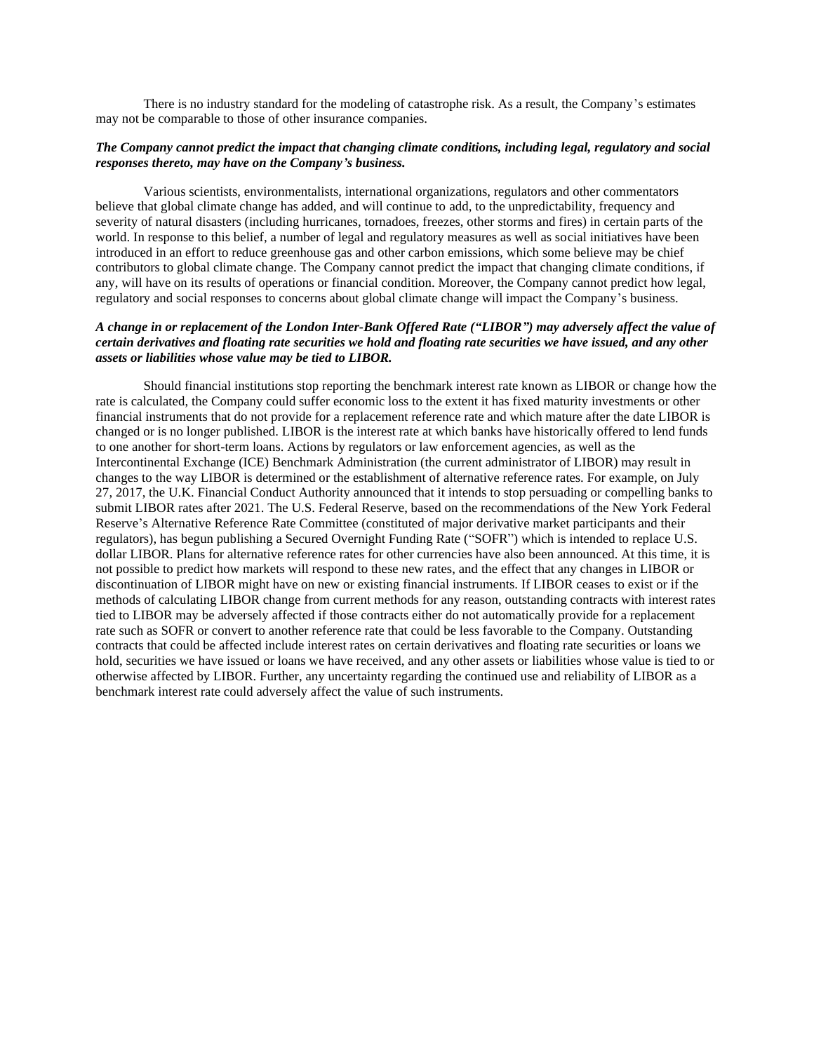There is no industry standard for the modeling of catastrophe risk. As a result, the Company's estimates may not be comparable to those of other insurance companies.

***The Company cannot predict the impact that changing climate conditions, including legal, regulatory and social responses thereto, may have on the Company's business.***

Various scientists, environmentalists, international organizations, regulators and other commentators believe that global climate change has added, and will continue to add, to the unpredictability, frequency and severity of natural disasters (including hurricanes, tornadoes, freezes, other storms and fires) in certain parts of the world. In response to this belief, a number of legal and regulatory measures as well as social initiatives have been introduced in an effort to reduce greenhouse gas and other carbon emissions, which some believe may be chief contributors to global climate change. The Company cannot predict the impact that changing climate conditions, if any, will have on its results of operations or financial condition. Moreover, the Company cannot predict how legal, regulatory and social responses to concerns about global climate change will impact the Company's business.

***A change in or replacement of the London Inter-Bank Offered Rate ("LIBOR") may adversely affect the value of certain derivatives and floating rate securities we hold and floating rate securities we have issued, and any other assets or liabilities whose value may be tied to LIBOR.***

Should financial institutions stop reporting the benchmark interest rate known as LIBOR or change how the rate is calculated, the Company could suffer economic loss to the extent it has fixed maturity investments or other financial instruments that do not provide for a replacement reference rate and which mature after the date LIBOR is changed or is no longer published. LIBOR is the interest rate at which banks have historically offered to lend funds to one another for short-term loans. Actions by regulators or law enforcement agencies, as well as the Intercontinental Exchange (ICE) Benchmark Administration (the current administrator of LIBOR) may result in changes to the way LIBOR is determined or the establishment of alternative reference rates. For example, on July 27, 2017, the U.K. Financial Conduct Authority announced that it intends to stop persuading or compelling banks to submit LIBOR rates after 2021. The U.S. Federal Reserve, based on the recommendations of the New York Federal Reserve's Alternative Reference Rate Committee (constituted of major derivative market participants and their regulators), has begun publishing a Secured Overnight Funding Rate ("SOFR") which is intended to replace U.S. dollar LIBOR. Plans for alternative reference rates for other currencies have also been announced. At this time, it is not possible to predict how markets will respond to these new rates, and the effect that any changes in LIBOR or discontinuation of LIBOR might have on new or existing financial instruments. If LIBOR ceases to exist or if the methods of calculating LIBOR change from current methods for any reason, outstanding contracts with interest rates tied to LIBOR may be adversely affected if those contracts either do not automatically provide for a replacement rate such as SOFR or convert to another reference rate that could be less favorable to the Company. Outstanding contracts that could be affected include interest rates on certain derivatives and floating rate securities or loans we hold, securities we have issued or loans we have received, and any other assets or liabilities whose value is tied to or otherwise affected by LIBOR. Further, any uncertainty regarding the continued use and reliability of LIBOR as a benchmark interest rate could adversely affect the value of such instruments.